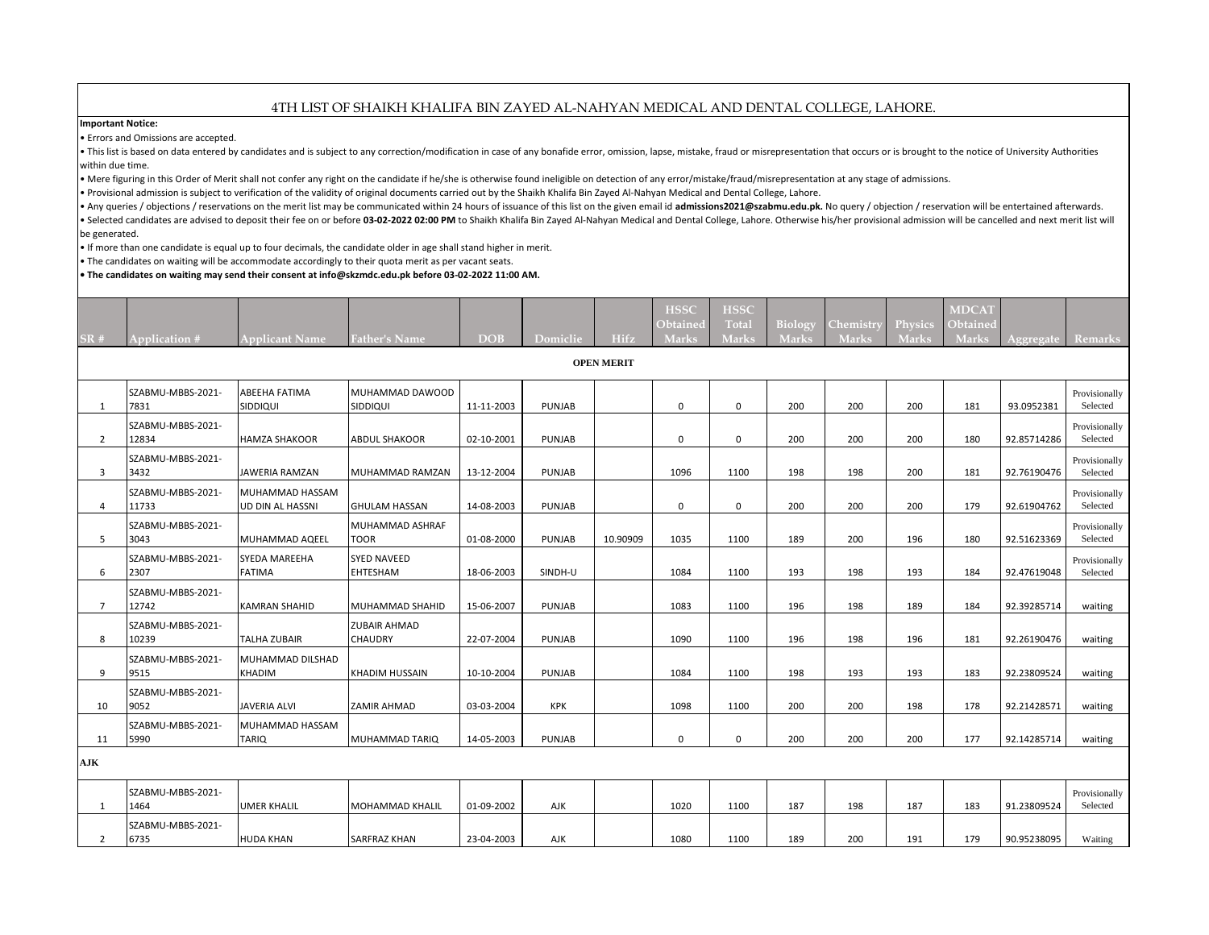# 4TH LIST OF SHAIKH KHALIFA BIN ZAYED AL-NAHYAN MEDICAL AND DENTAL COLLEGE, LAHORE.

**Important Notice:**

- Errors and Omissions are accepted.
- This list is based on data entered by candidates and is subject to any correction/modification in case of any bonafide error, omission, lapse, mistake, fraud or misrepresentation that occurs or is brought to the notice of University Authorities within due time.
- Mere figuring in this Order of Merit shall not confer any right on the candidate if he/she is otherwise found ineligible on detection of any error/mistake/fraud/misrepresentation at any stage of admissions.
- Provisional admission is subject to verification of the validity of original documents carried out by the Shaikh Khalifa Bin Zayed Al-Nahyan Medical and Dental College, Lahore.
- Any queries / objections / reservations on the merit list may be communicated within 24 hours of issuance of this list on the given email id **admissions2021@szabmu.edu.pk.** No query / objection / reservation will be entertained afterwards.
- Selected candidates are advised to deposit their fee on or before **03-02-2022 02:00 PM** to Shaikh Khalifa Bin Zayed Al-Nahyan Medical and Dental College, Lahore. Otherwise his/her provisional admission will be cancelled and next merit list will be generated.
- If more than one candidate is equal up to four decimals, the candidate older in age shall stand higher in merit.
- The candidates on waiting will be accommodate accordingly to their quota merit as per vacant seats.
- **The candidates on waiting may send their consent at info@skzmdc.edu.pk before 03-02-2022 11:00 AM.**

| SR # | Application # | Applicant Name | Father's Name | DOB | Domiclie | Hifz | HSSC Obtained Marks | HSSC Total Marks | Biology Marks | Chemistry Marks | Physics Marks | MDCAT Obtained Marks | Aggregate | Remarks |
|---|---|---|---|---|---|---|---|---|---|---|---|---|---|---|
| **OPEN MERIT** | | | | | | | | | | | | | | |
| 1 | SZABMU-MBBS-2021-7831 | ABEEHA FATIMA SIDDIQUI | MUHAMMAD DAWOOD SIDDIQUI | 11-11-2003 | PUNJAB | | 0 | 0 | 200 | 200 | 200 | 181 | 93.0952381 | Provisionally Selected |
| 2 | SZABMU-MBBS-2021-12834 | HAMZA SHAKOOR | ABDUL SHAKOOR | 02-10-2001 | PUNJAB | | 0 | 0 | 200 | 200 | 200 | 180 | 92.85714286 | Provisionally Selected |
| 3 | SZABMU-MBBS-2021-3432 | JAWERIA RAMZAN | MUHAMMAD RAMZAN | 13-12-2004 | PUNJAB | | 1096 | 1100 | 198 | 198 | 200 | 181 | 92.76190476 | Provisionally Selected |
| 4 | SZABMU-MBBS-2021-11733 | MUHAMMAD HASSAM UD DIN AL HASSNI | GHULAM HASSAN | 14-08-2003 | PUNJAB | | 0 | 0 | 200 | 200 | 200 | 179 | 92.61904762 | Provisionally Selected |
| 5 | SZABMU-MBBS-2021-3043 | MUHAMMAD AQEEL | MUHAMMAD ASHRAF TOOR | 01-08-2000 | PUNJAB | 10.90909 | 1035 | 1100 | 189 | 200 | 196 | 180 | 92.51623369 | Provisionally Selected |
| 6 | SZABMU-MBBS-2021-2307 | SYEDA MAREEHA FATIMA | SYED NAVEED EHTESHAM | 18-06-2003 | SINDH-U | | 1084 | 1100 | 193 | 198 | 193 | 184 | 92.47619048 | Provisionally Selected |
| 7 | SZABMU-MBBS-2021-12742 | KAMRAN SHAHID | MUHAMMAD SHAHID | 15-06-2007 | PUNJAB | | 1083 | 1100 | 196 | 198 | 189 | 184 | 92.39285714 | waiting |
| 8 | SZABMU-MBBS-2021-10239 | TALHA ZUBAIR | ZUBAIR AHMAD CHAUDRY | 22-07-2004 | PUNJAB | | 1090 | 1100 | 196 | 198 | 196 | 181 | 92.26190476 | waiting |
| 9 | SZABMU-MBBS-2021-9515 | MUHAMMAD DILSHAD KHADIM | KHADIM HUSSAIN | 10-10-2004 | PUNJAB | | 1084 | 1100 | 198 | 193 | 193 | 183 | 92.23809524 | waiting |
| 10 | SZABMU-MBBS-2021-9052 | JAVERIA ALVI | ZAMIR AHMAD | 03-03-2004 | KPK | | 1098 | 1100 | 200 | 200 | 198 | 178 | 92.21428571 | waiting |
| 11 | SZABMU-MBBS-2021-5990 | MUHAMMAD HASSAM TARIQ | MUHAMMAD TARIQ | 14-05-2003 | PUNJAB | | 0 | 0 | 200 | 200 | 200 | 177 | 92.14285714 | waiting |
| **AJK** | | | | | | | | | | | | | | |
| 1 | SZABMU-MBBS-2021-1464 | UMER KHALIL | MOHAMMAD KHALIL | 01-09-2002 | AJK | | 1020 | 1100 | 187 | 198 | 187 | 183 | 91.23809524 | Provisionally Selected |
| 2 | SZABMU-MBBS-2021-6735 | HUDA KHAN | SARFRAZ KHAN | 23-04-2003 | AJK | | 1080 | 1100 | 189 | 200 | 191 | 179 | 90.95238095 | Waiting |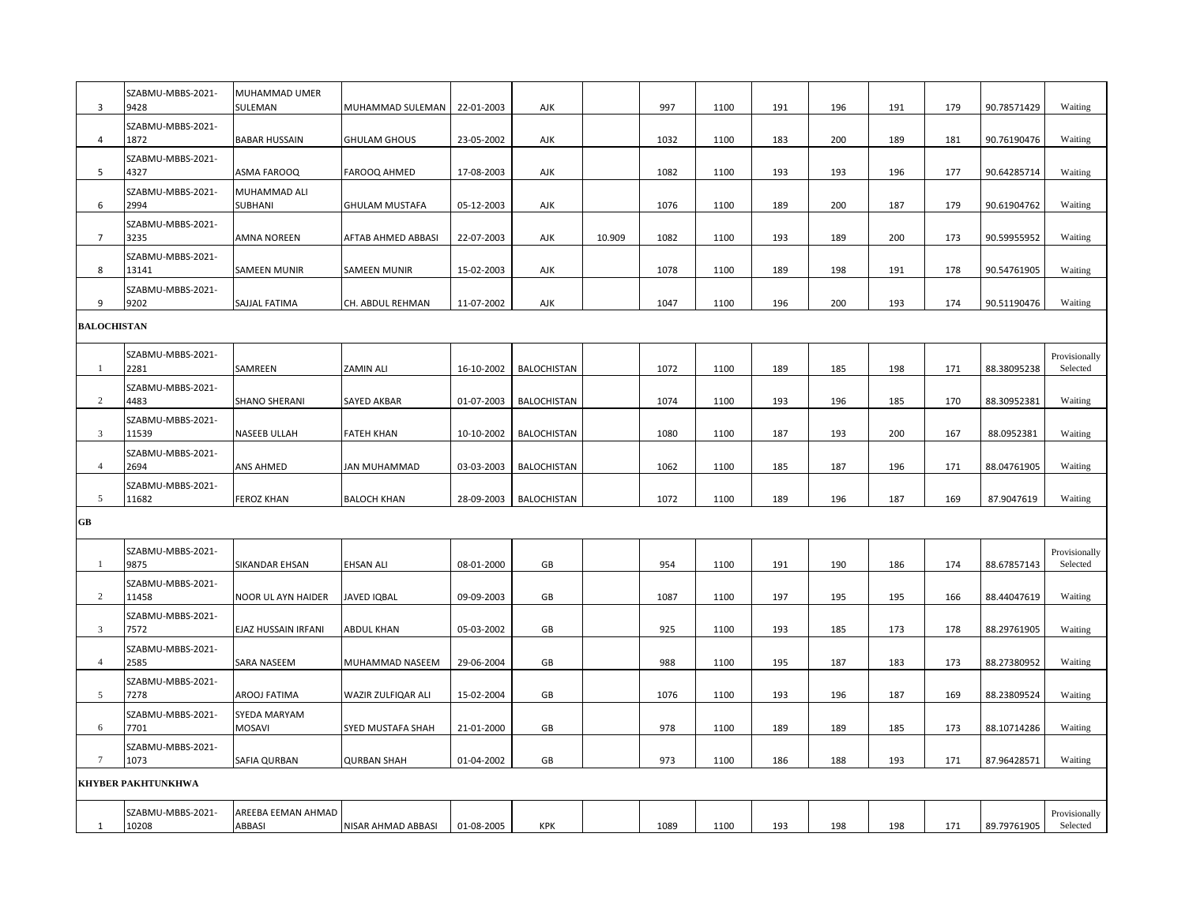| | | | | | | | | | | | | | | |
|---|---|---|---|---|---|---|---|---|---|---|---|---|---|---|
| 3 | SZABMU-MBBS-2021-9428 | MUHAMMAD UMER SULEMAN | MUHAMMAD SULEMAN | 22-01-2003 | AJK | | 997 | 1100 | 191 | 196 | 191 | 179 | 90.78571429 | Waiting |
| 4 | SZABMU-MBBS-2021-1872 | BABAR HUSSAIN | GHULAM GHOUS | 23-05-2002 | AJK | | 1032 | 1100 | 183 | 200 | 189 | 181 | 90.76190476 | Waiting |
| 5 | SZABMU-MBBS-2021-4327 | ASMA FAROOQ | FAROOQ AHMED | 17-08-2003 | AJK | | 1082 | 1100 | 193 | 193 | 196 | 177 | 90.64285714 | Waiting |
| 6 | SZABMU-MBBS-2021-2994 | MUHAMMAD ALI SUBHANI | GHULAM MUSTAFA | 05-12-2003 | AJK | | 1076 | 1100 | 189 | 200 | 187 | 179 | 90.61904762 | Waiting |
| 7 | SZABMU-MBBS-2021-3235 | AMNA NOREEN | AFTAB AHMED ABBASI | 22-07-2003 | AJK | 10.909 | 1082 | 1100 | 193 | 189 | 200 | 173 | 90.59955952 | Waiting |
| 8 | SZABMU-MBBS-2021-13141 | SAMEEN MUNIR | SAMEEN MUNIR | 15-02-2003 | AJK | | 1078 | 1100 | 189 | 198 | 191 | 178 | 90.54761905 | Waiting |
| 9 | SZABMU-MBBS-2021-9202 | SAJJAL FATIMA | CH. ABDUL REHMAN | 11-07-2002 | AJK | | 1047 | 1100 | 196 | 200 | 193 | 174 | 90.51190476 | Waiting |
| **BALOCHISTAN** | | | | | | | | | | | | | | |
| 1 | SZABMU-MBBS-2021-2281 | SAMREEN | ZAMIN ALI | 16-10-2002 | BALOCHISTAN | | 1072 | 1100 | 189 | 185 | 198 | 171 | 88.38095238 | Provisionally Selected |
| 2 | SZABMU-MBBS-2021-4483 | SHANO SHERANI | SAYED AKBAR | 01-07-2003 | BALOCHISTAN | | 1074 | 1100 | 193 | 196 | 185 | 170 | 88.30952381 | Waiting |
| 3 | SZABMU-MBBS-2021-11539 | NASEEB ULLAH | FATEH KHAN | 10-10-2002 | BALOCHISTAN | | 1080 | 1100 | 187 | 193 | 200 | 167 | 88.0952381 | Waiting |
| 4 | SZABMU-MBBS-2021-2694 | ANS AHMED | JAN MUHAMMAD | 03-03-2003 | BALOCHISTAN | | 1062 | 1100 | 185 | 187 | 196 | 171 | 88.04761905 | Waiting |
| 5 | SZABMU-MBBS-2021-11682 | FEROZ KHAN | BALOCH KHAN | 28-09-2003 | BALOCHISTAN | | 1072 | 1100 | 189 | 196 | 187 | 169 | 87.9047619 | Waiting |
| **GB** | | | | | | | | | | | | | | |
| 1 | SZABMU-MBBS-2021-9875 | SIKANDAR EHSAN | EHSAN ALI | 08-01-2000 | GB | | 954 | 1100 | 191 | 190 | 186 | 174 | 88.67857143 | Provisionally Selected |
| 2 | SZABMU-MBBS-2021-11458 | NOOR UL AYN HAIDER | JAVED IQBAL | 09-09-2003 | GB | | 1087 | 1100 | 197 | 195 | 195 | 166 | 88.44047619 | Waiting |
| 3 | SZABMU-MBBS-2021-7572 | EJAZ HUSSAIN IRFANI | ABDUL KHAN | 05-03-2002 | GB | | 925 | 1100 | 193 | 185 | 173 | 178 | 88.29761905 | Waiting |
| 4 | SZABMU-MBBS-2021-2585 | SARA NASEEM | MUHAMMAD NASEEM | 29-06-2004 | GB | | 988 | 1100 | 195 | 187 | 183 | 173 | 88.27380952 | Waiting |
| 5 | SZABMU-MBBS-2021-7278 | AROOJ FATIMA | WAZIR ZULFIQAR ALI | 15-02-2004 | GB | | 1076 | 1100 | 193 | 196 | 187 | 169 | 88.23809524 | Waiting |
| 6 | SZABMU-MBBS-2021-7701 | SYEDA MARYAM MOSAVI | SYED MUSTAFA SHAH | 21-01-2000 | GB | | 978 | 1100 | 189 | 189 | 185 | 173 | 88.10714286 | Waiting |
| 7 | SZABMU-MBBS-2021-1073 | SAFIA QURBAN | QURBAN SHAH | 01-04-2002 | GB | | 973 | 1100 | 186 | 188 | 193 | 171 | 87.96428571 | Waiting |
| **KHYBER PAKHTUNKHWA** | | | | | | | | | | | | | | |
| 1 | SZABMU-MBBS-2021-10208 | AREEBA EEMAN AHMAD ABBASI | NISAR AHMAD ABBASI | 01-08-2005 | KPK | | 1089 | 1100 | 193 | 198 | 198 | 171 | 89.79761905 | Provisionally Selected |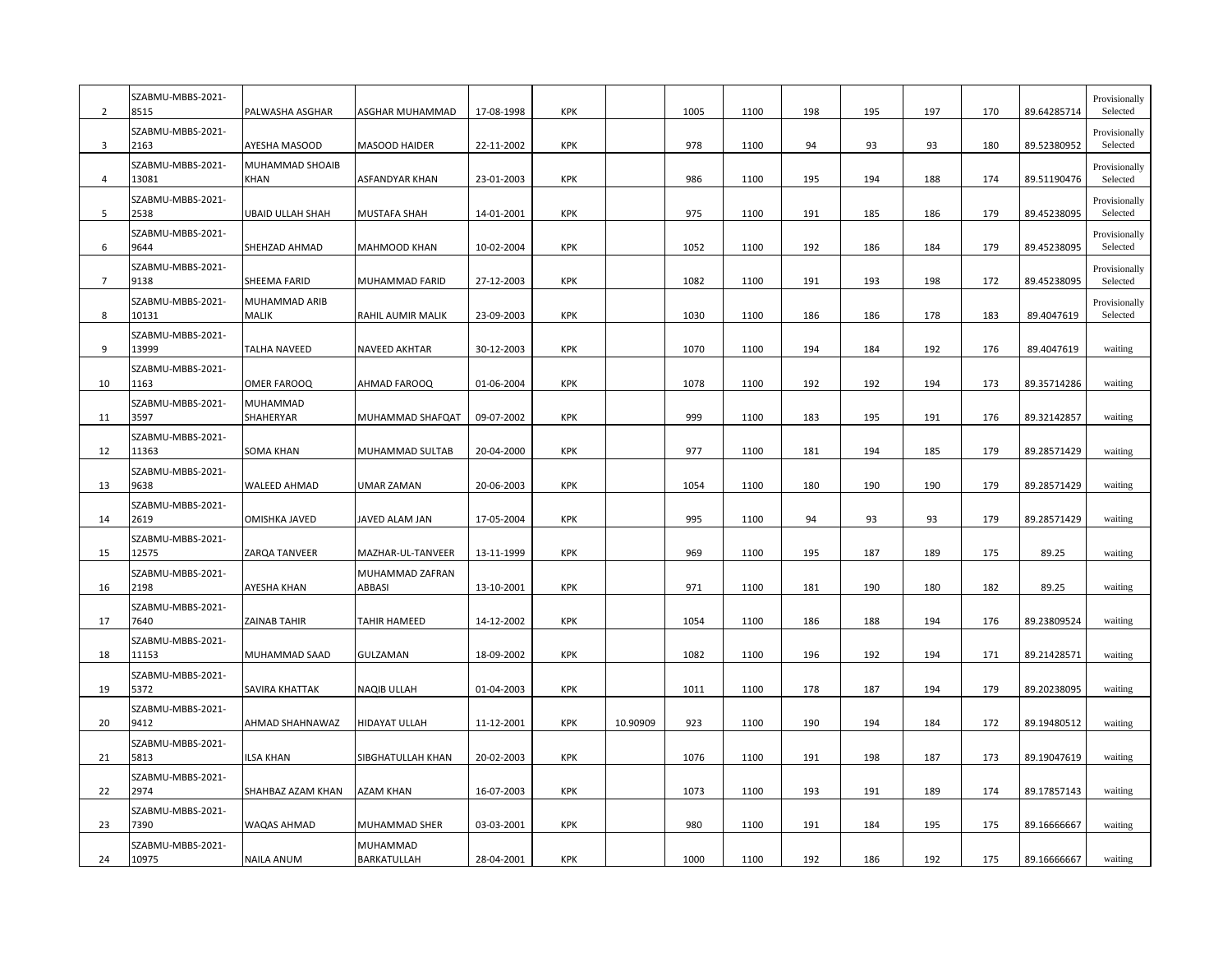|  |  |  |  |  |  |  |  |  |  |  |  |  |  |  |
|---|---|---|---|---|---|---|---|---|---|---|---|---|---|---|
| 2 | SZABMU-MBBS-2021-8515 | PALWASHA ASGHAR | ASGHAR MUHAMMAD | 17-08-1998 | KPK |  | 1005 | 1100 | 198 | 195 | 197 | 170 | 89.64285714 | Provisionally Selected |
| 3 | SZABMU-MBBS-2021-2163 | AYESHA MASOOD | MASOOD HAIDER | 22-11-2002 | KPK |  | 978 | 1100 | 94 | 93 | 93 | 180 | 89.52380952 | Provisionally Selected |
| 4 | SZABMU-MBBS-2021-13081 | MUHAMMAD SHOAIB KHAN | ASFANDYAR KHAN | 23-01-2003 | KPK |  | 986 | 1100 | 195 | 194 | 188 | 174 | 89.51190476 | Provisionally Selected |
| 5 | SZABMU-MBBS-2021-2538 | UBAID ULLAH SHAH | MUSTAFA SHAH | 14-01-2001 | KPK |  | 975 | 1100 | 191 | 185 | 186 | 179 | 89.45238095 | Provisionally Selected |
| 6 | SZABMU-MBBS-2021-9644 | SHEHZAD AHMAD | MAHMOOD KHAN | 10-02-2004 | KPK |  | 1052 | 1100 | 192 | 186 | 184 | 179 | 89.45238095 | Provisionally Selected |
| 7 | SZABMU-MBBS-2021-9138 | SHEEMA FARID | MUHAMMAD FARID | 27-12-2003 | KPK |  | 1082 | 1100 | 191 | 193 | 198 | 172 | 89.45238095 | Provisionally Selected |
| 8 | SZABMU-MBBS-2021-10131 | MUHAMMAD ARIB MALIK | RAHIL AUMIR MALIK | 23-09-2003 | KPK |  | 1030 | 1100 | 186 | 186 | 178 | 183 | 89.4047619 | Provisionally Selected |
| 9 | SZABMU-MBBS-2021-13999 | TALHA NAVEED | NAVEED AKHTAR | 30-12-2003 | KPK |  | 1070 | 1100 | 194 | 184 | 192 | 176 | 89.4047619 | waiting |
| 10 | SZABMU-MBBS-2021-1163 | OMER FAROOQ | AHMAD FAROOQ | 01-06-2004 | KPK |  | 1078 | 1100 | 192 | 192 | 194 | 173 | 89.35714286 | waiting |
| 11 | SZABMU-MBBS-2021-3597 | MUHAMMAD SHAHERYAR | MUHAMMAD SHAFQAT | 09-07-2002 | KPK |  | 999 | 1100 | 183 | 195 | 191 | 176 | 89.32142857 | waiting |
| 12 | SZABMU-MBBS-2021-11363 | SOMA KHAN | MUHAMMAD SULTAB | 20-04-2000 | KPK |  | 977 | 1100 | 181 | 194 | 185 | 179 | 89.28571429 | waiting |
| 13 | SZABMU-MBBS-2021-9638 | WALEED AHMAD | UMAR ZAMAN | 20-06-2003 | KPK |  | 1054 | 1100 | 180 | 190 | 190 | 179 | 89.28571429 | waiting |
| 14 | SZABMU-MBBS-2021-2619 | OMISHKA JAVED | JAVED ALAM JAN | 17-05-2004 | KPK |  | 995 | 1100 | 94 | 93 | 93 | 179 | 89.28571429 | waiting |
| 15 | SZABMU-MBBS-2021-12575 | ZARQA TANVEER | MAZHAR-UL-TANVEER | 13-11-1999 | KPK |  | 969 | 1100 | 195 | 187 | 189 | 175 | 89.25 | waiting |
| 16 | SZABMU-MBBS-2021-2198 | AYESHA KHAN | MUHAMMAD ZAFRAN ABBASI | 13-10-2001 | KPK |  | 971 | 1100 | 181 | 190 | 180 | 182 | 89.25 | waiting |
| 17 | SZABMU-MBBS-2021-7640 | ZAINAB TAHIR | TAHIR HAMEED | 14-12-2002 | KPK |  | 1054 | 1100 | 186 | 188 | 194 | 176 | 89.23809524 | waiting |
| 18 | SZABMU-MBBS-2021-11153 | MUHAMMAD SAAD | GULZAMAN | 18-09-2002 | KPK |  | 1082 | 1100 | 196 | 192 | 194 | 171 | 89.21428571 | waiting |
| 19 | SZABMU-MBBS-2021-5372 | SAVIRA KHATTAK | NAQIB ULLAH | 01-04-2003 | KPK |  | 1011 | 1100 | 178 | 187 | 194 | 179 | 89.20238095 | waiting |
| 20 | SZABMU-MBBS-2021-9412 | AHMAD SHAHNAWAZ | HIDAYAT ULLAH | 11-12-2001 | KPK | 10.90909 | 923 | 1100 | 190 | 194 | 184 | 172 | 89.19480512 | waiting |
| 21 | SZABMU-MBBS-2021-5813 | ILSA KHAN | SIBGHATULLAH KHAN | 20-02-2003 | KPK |  | 1076 | 1100 | 191 | 198 | 187 | 173 | 89.19047619 | waiting |
| 22 | SZABMU-MBBS-2021-2974 | SHAHBAZ AZAM KHAN | AZAM KHAN | 16-07-2003 | KPK |  | 1073 | 1100 | 193 | 191 | 189 | 174 | 89.17857143 | waiting |
| 23 | SZABMU-MBBS-2021-7390 | WAQAS AHMAD | MUHAMMAD SHER | 03-03-2001 | KPK |  | 980 | 1100 | 191 | 184 | 195 | 175 | 89.16666667 | waiting |
| 24 | SZABMU-MBBS-2021-10975 | NAILA ANUM | MUHAMMAD BARKATULLAH | 28-04-2001 | KPK |  | 1000 | 1100 | 192 | 186 | 192 | 175 | 89.16666667 | waiting |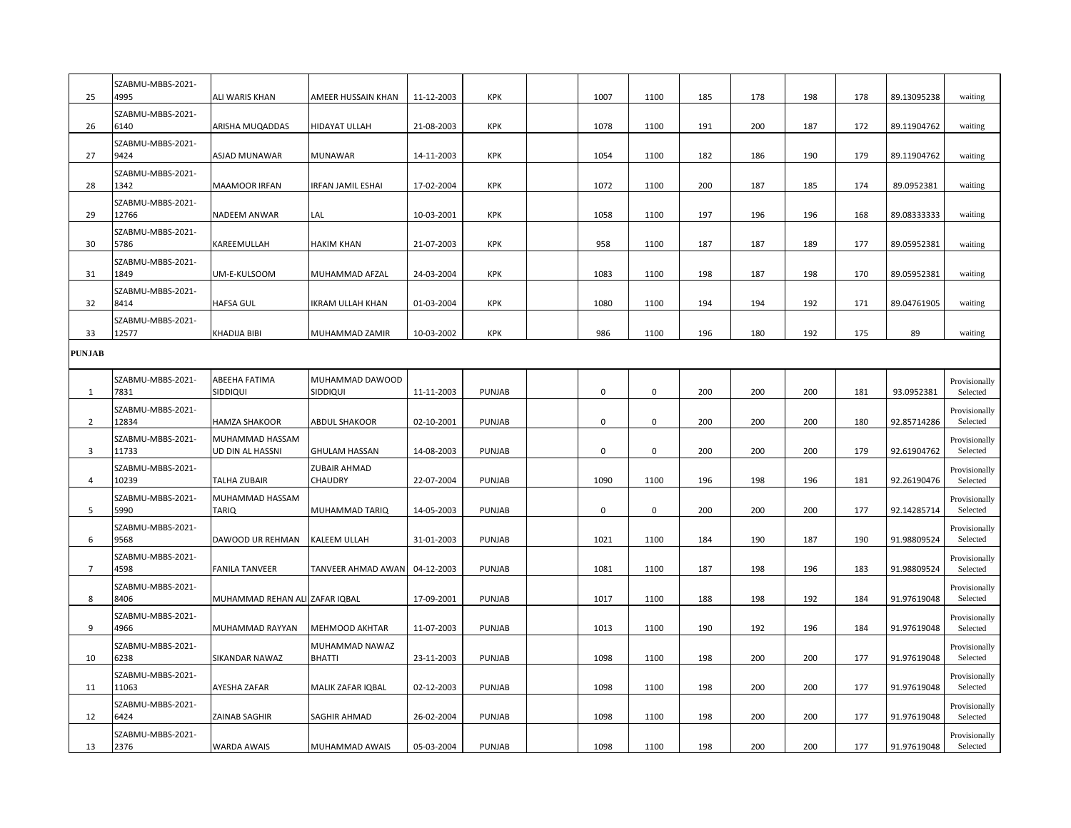| | | | | | | | | | | | | | | |
|---|---|---|---|---|---|---|---|---|---|---|---|---|---|---|
| 25 | SZABMU-MBBS-2021-4995 | ALI WARIS KHAN | AMEER HUSSAIN KHAN | 11-12-2003 | KPK | | 1007 | 1100 | 185 | 178 | 198 | 178 | 89.13095238 | waiting |
| 26 | SZABMU-MBBS-2021-6140 | ARISHA MUQADDAS | HIDAYAT ULLAH | 21-08-2003 | KPK | | 1078 | 1100 | 191 | 200 | 187 | 172 | 89.11904762 | waiting |
| 27 | SZABMU-MBBS-2021-9424 | ASJAD MUNAWAR | MUNAWAR | 14-11-2003 | KPK | | 1054 | 1100 | 182 | 186 | 190 | 179 | 89.11904762 | waiting |
| 28 | SZABMU-MBBS-2021-1342 | MAAMOOR IRFAN | IRFAN JAMIL ESHAI | 17-02-2004 | KPK | | 1072 | 1100 | 200 | 187 | 185 | 174 | 89.0952381 | waiting |
| 29 | SZABMU-MBBS-2021-12766 | NADEEM ANWAR | LAL | 10-03-2001 | KPK | | 1058 | 1100 | 197 | 196 | 196 | 168 | 89.08333333 | waiting |
| 30 | SZABMU-MBBS-2021-5786 | KAREEMULLAH | HAKIM KHAN | 21-07-2003 | KPK | | 958 | 1100 | 187 | 187 | 189 | 177 | 89.05952381 | waiting |
| 31 | SZABMU-MBBS-2021-1849 | UM-E-KULSOOM | MUHAMMAD AFZAL | 24-03-2004 | KPK | | 1083 | 1100 | 198 | 187 | 198 | 170 | 89.05952381 | waiting |
| 32 | SZABMU-MBBS-2021-8414 | HAFSA GUL | IKRAM ULLAH KHAN | 01-03-2004 | KPK | | 1080 | 1100 | 194 | 194 | 192 | 171 | 89.04761905 | waiting |
| 33 | SZABMU-MBBS-2021-12577 | KHADIJA BIBI | MUHAMMAD ZAMIR | 10-03-2002 | KPK | | 986 | 1100 | 196 | 180 | 192 | 175 | 89 | waiting |
| **PUNJAB** | | | | | | | | | | | | | | |
| 1 | SZABMU-MBBS-2021-7831 | ABEEHA FATIMA SIDDIQUI | MUHAMMAD DAWOOD SIDDIQUI | 11-11-2003 | PUNJAB | | 0 | 0 | 200 | 200 | 200 | 181 | 93.0952381 | Provisionally Selected |
| 2 | SZABMU-MBBS-2021-12834 | HAMZA SHAKOOR | ABDUL SHAKOOR | 02-10-2001 | PUNJAB | | 0 | 0 | 200 | 200 | 200 | 180 | 92.85714286 | Provisionally Selected |
| 3 | SZABMU-MBBS-2021-11733 | MUHAMMAD HASSAM UD DIN AL HASSNI | GHULAM HASSAN | 14-08-2003 | PUNJAB | | 0 | 0 | 200 | 200 | 200 | 179 | 92.61904762 | Provisionally Selected |
| 4 | SZABMU-MBBS-2021-10239 | TALHA ZUBAIR | ZUBAIR AHMAD CHAUDRY | 22-07-2004 | PUNJAB | | 1090 | 1100 | 196 | 198 | 196 | 181 | 92.26190476 | Provisionally Selected |
| 5 | SZABMU-MBBS-2021-5990 | MUHAMMAD HASSAM TARIQ | MUHAMMAD TARIQ | 14-05-2003 | PUNJAB | | 0 | 0 | 200 | 200 | 200 | 177 | 92.14285714 | Provisionally Selected |
| 6 | SZABMU-MBBS-2021-9568 | DAWOOD UR REHMAN | KALEEM ULLAH | 31-01-2003 | PUNJAB | | 1021 | 1100 | 184 | 190 | 187 | 190 | 91.98809524 | Provisionally Selected |
| 7 | SZABMU-MBBS-2021-4598 | FANILA TANVEER | TANVEER AHMAD AWAN | 04-12-2003 | PUNJAB | | 1081 | 1100 | 187 | 198 | 196 | 183 | 91.98809524 | Provisionally Selected |
| 8 | SZABMU-MBBS-2021-8406 | MUHAMMAD REHAN ALI | ZAFAR IQBAL | 17-09-2001 | PUNJAB | | 1017 | 1100 | 188 | 198 | 192 | 184 | 91.97619048 | Provisionally Selected |
| 9 | SZABMU-MBBS-2021-4966 | MUHAMMAD RAYYAN | MEHMOOD AKHTAR | 11-07-2003 | PUNJAB | | 1013 | 1100 | 190 | 192 | 196 | 184 | 91.97619048 | Provisionally Selected |
| 10 | SZABMU-MBBS-2021-6238 | SIKANDAR NAWAZ | MUHAMMAD NAWAZ BHATTI | 23-11-2003 | PUNJAB | | 1098 | 1100 | 198 | 200 | 200 | 177 | 91.97619048 | Provisionally Selected |
| 11 | SZABMU-MBBS-2021-11063 | AYESHA ZAFAR | MALIK ZAFAR IQBAL | 02-12-2003 | PUNJAB | | 1098 | 1100 | 198 | 200 | 200 | 177 | 91.97619048 | Provisionally Selected |
| 12 | SZABMU-MBBS-2021-6424 | ZAINAB SAGHIR | SAGHIR AHMAD | 26-02-2004 | PUNJAB | | 1098 | 1100 | 198 | 200 | 200 | 177 | 91.97619048 | Provisionally Selected |
| 13 | SZABMU-MBBS-2021-2376 | WARDA AWAIS | MUHAMMAD AWAIS | 05-03-2004 | PUNJAB | | 1098 | 1100 | 198 | 200 | 200 | 177 | 91.97619048 | Provisionally Selected |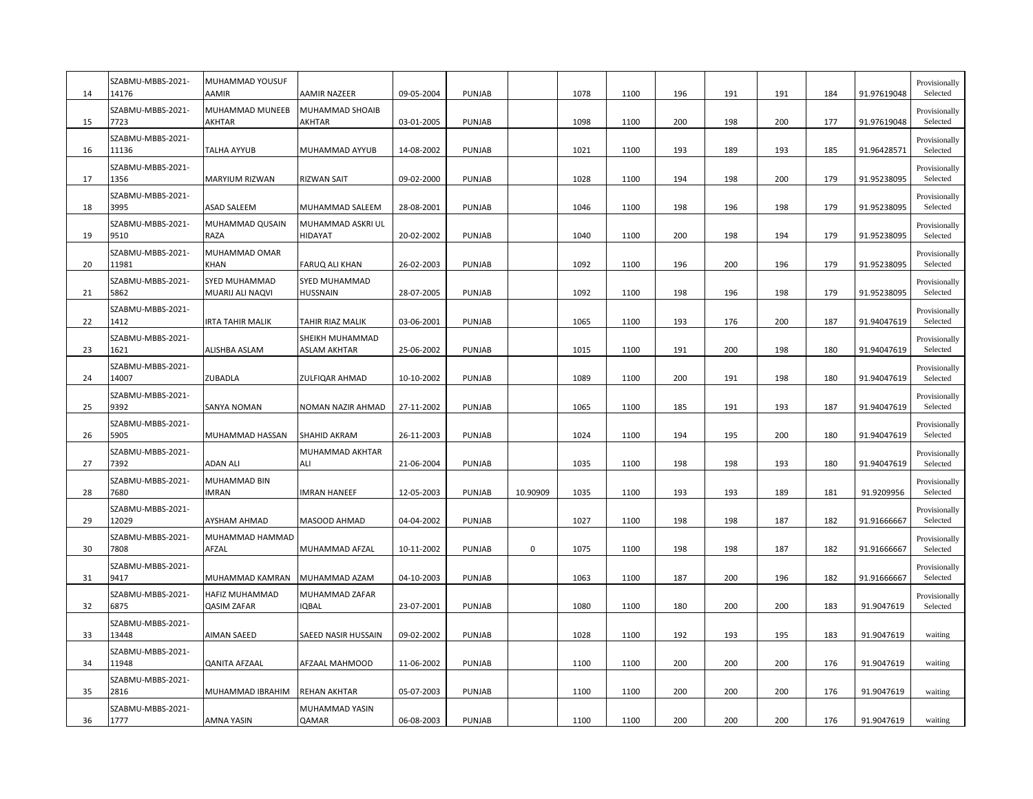| | | | | | | | | | | | | | | |
|---|---|---|---|---|---|---|---|---|---|---|---|---|---|---|
| 14 | SZABMU-MBBS-2021-14176 | MUHAMMAD YOUSUF AAMIR | AAMIR NAZEER | 09-05-2004 | PUNJAB | | 1078 | 1100 | 196 | 191 | 191 | 184 | 91.97619048 | Provisionally Selected |
| 15 | SZABMU-MBBS-2021-7723 | MUHAMMAD MUNEEB AKHTAR | MUHAMMAD SHOAIB AKHTAR | 03-01-2005 | PUNJAB | | 1098 | 1100 | 200 | 198 | 200 | 177 | 91.97619048 | Provisionally Selected |
| 16 | SZABMU-MBBS-2021-11136 | TALHA AYYUB | MUHAMMAD AYYUB | 14-08-2002 | PUNJAB | | 1021 | 1100 | 193 | 189 | 193 | 185 | 91.96428571 | Provisionally Selected |
| 17 | SZABMU-MBBS-2021-1356 | MARYIUM RIZWAN | RIZWAN SAIT | 09-02-2000 | PUNJAB | | 1028 | 1100 | 194 | 198 | 200 | 179 | 91.95238095 | Provisionally Selected |
| 18 | SZABMU-MBBS-2021-3995 | ASAD SALEEM | MUHAMMAD SALEEM | 28-08-2001 | PUNJAB | | 1046 | 1100 | 198 | 196 | 198 | 179 | 91.95238095 | Provisionally Selected |
| 19 | SZABMU-MBBS-2021-9510 | MUHAMMAD QUSAIN RAZA | MUHAMMAD ASKRI UL HIDAYAT | 20-02-2002 | PUNJAB | | 1040 | 1100 | 200 | 198 | 194 | 179 | 91.95238095 | Provisionally Selected |
| 20 | SZABMU-MBBS-2021-11981 | MUHAMMAD OMAR KHAN | FARUQ ALI KHAN | 26-02-2003 | PUNJAB | | 1092 | 1100 | 196 | 200 | 196 | 179 | 91.95238095 | Provisionally Selected |
| 21 | SZABMU-MBBS-2021-5862 | SYED MUHAMMAD MUARIJ ALI NAQVI | SYED MUHAMMAD HUSSNAIN | 28-07-2005 | PUNJAB | | 1092 | 1100 | 198 | 196 | 198 | 179 | 91.95238095 | Provisionally Selected |
| 22 | SZABMU-MBBS-2021-1412 | IRTA TAHIR MALIK | TAHIR RIAZ MALIK | 03-06-2001 | PUNJAB | | 1065 | 1100 | 193 | 176 | 200 | 187 | 91.94047619 | Provisionally Selected |
| 23 | SZABMU-MBBS-2021-1621 | ALISHBA ASLAM | SHEIKH MUHAMMAD ASLAM AKHTAR | 25-06-2002 | PUNJAB | | 1015 | 1100 | 191 | 200 | 198 | 180 | 91.94047619 | Provisionally Selected |
| 24 | SZABMU-MBBS-2021-14007 | ZUBADLA | ZULFIQAR AHMAD | 10-10-2002 | PUNJAB | | 1089 | 1100 | 200 | 191 | 198 | 180 | 91.94047619 | Provisionally Selected |
| 25 | SZABMU-MBBS-2021-9392 | SANYA NOMAN | NOMAN NAZIR AHMAD | 27-11-2002 | PUNJAB | | 1065 | 1100 | 185 | 191 | 193 | 187 | 91.94047619 | Provisionally Selected |
| 26 | SZABMU-MBBS-2021-5905 | MUHAMMAD HASSAN | SHAHID AKRAM | 26-11-2003 | PUNJAB | | 1024 | 1100 | 194 | 195 | 200 | 180 | 91.94047619 | Provisionally Selected |
| 27 | SZABMU-MBBS-2021-7392 | ADAN ALI | MUHAMMAD AKHTAR ALI | 21-06-2004 | PUNJAB | | 1035 | 1100 | 198 | 198 | 193 | 180 | 91.94047619 | Provisionally Selected |
| 28 | SZABMU-MBBS-2021-7680 | MUHAMMAD BIN IMRAN | IMRAN HANEEF | 12-05-2003 | PUNJAB | 10.90909 | 1035 | 1100 | 193 | 193 | 189 | 181 | 91.9209956 | Provisionally Selected |
| 29 | SZABMU-MBBS-2021-12029 | AYSHAM AHMAD | MASOOD AHMAD | 04-04-2002 | PUNJAB | | 1027 | 1100 | 198 | 198 | 187 | 182 | 91.91666667 | Provisionally Selected |
| 30 | SZABMU-MBBS-2021-7808 | MUHAMMAD HAMMAD AFZAL | MUHAMMAD AFZAL | 10-11-2002 | PUNJAB | 0 | 1075 | 1100 | 198 | 198 | 187 | 182 | 91.91666667 | Provisionally Selected |
| 31 | SZABMU-MBBS-2021-9417 | MUHAMMAD KAMRAN | MUHAMMAD AZAM | 04-10-2003 | PUNJAB | | 1063 | 1100 | 187 | 200 | 196 | 182 | 91.91666667 | Provisionally Selected |
| 32 | SZABMU-MBBS-2021-6875 | HAFIZ MUHAMMAD QASIM ZAFAR | MUHAMMAD ZAFAR IQBAL | 23-07-2001 | PUNJAB | | 1080 | 1100 | 180 | 200 | 200 | 183 | 91.9047619 | Provisionally Selected |
| 33 | SZABMU-MBBS-2021-13448 | AIMAN SAEED | SAEED NASIR HUSSAIN | 09-02-2002 | PUNJAB | | 1028 | 1100 | 192 | 193 | 195 | 183 | 91.9047619 | waiting |
| 34 | SZABMU-MBBS-2021-11948 | QANITA AFZAAL | AFZAAL MAHMOOD | 11-06-2002 | PUNJAB | | 1100 | 1100 | 200 | 200 | 200 | 176 | 91.9047619 | waiting |
| 35 | SZABMU-MBBS-2021-2816 | MUHAMMAD IBRAHIM | REHAN AKHTAR | 05-07-2003 | PUNJAB | | 1100 | 1100 | 200 | 200 | 200 | 176 | 91.9047619 | waiting |
| 36 | SZABMU-MBBS-2021-1777 | AMNA YASIN | MUHAMMAD YASIN QAMAR | 06-08-2003 | PUNJAB | | 1100 | 1100 | 200 | 200 | 200 | 176 | 91.9047619 | waiting |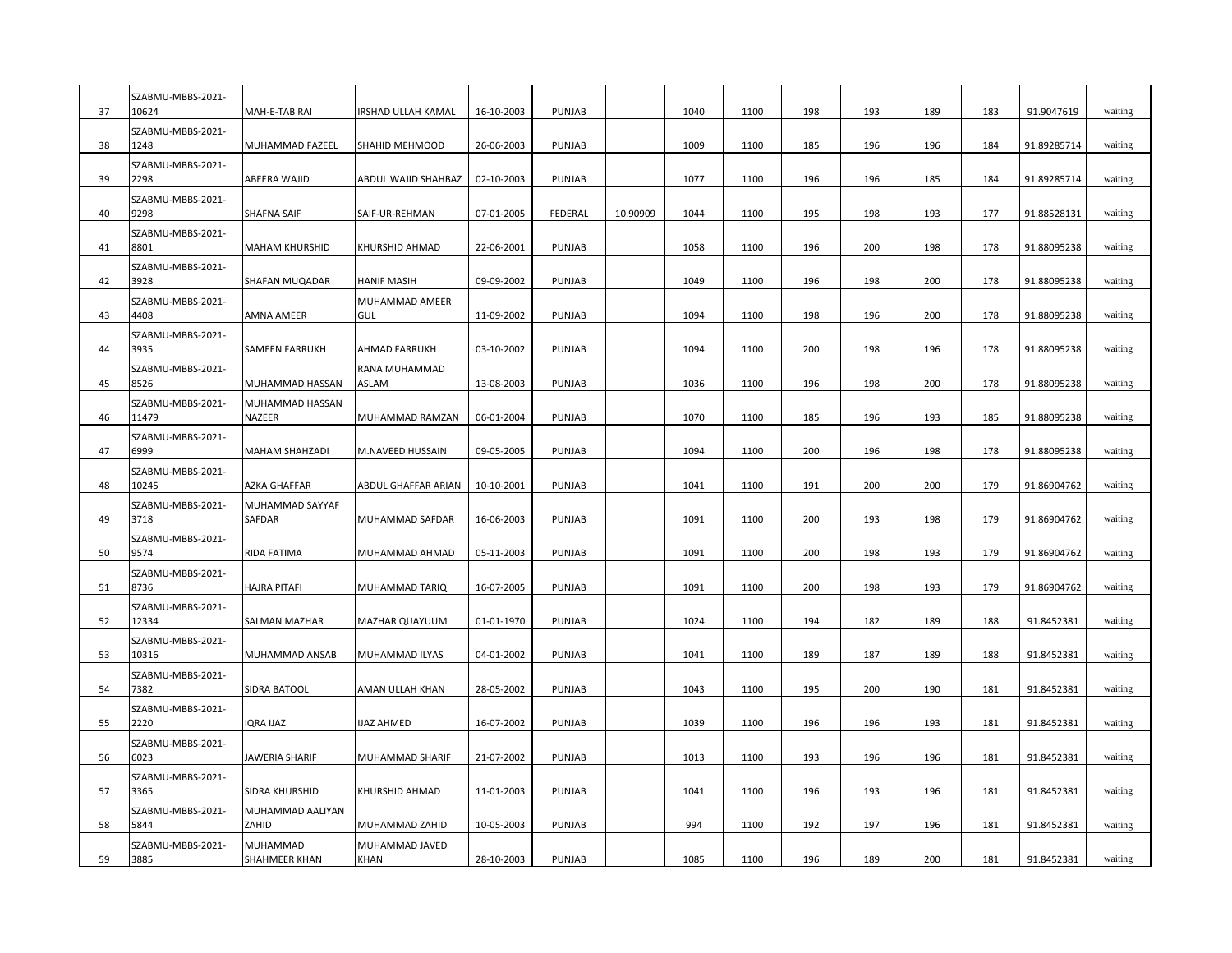| | | | | | | | | | | | | | | |
|---|---|---|---|---|---|---|---|---|---|---|---|---|---|---|
| 37 | SZABMU-MBBS-2021-10624 | MAH-E-TAB RAI | IRSHAD ULLAH KAMAL | 16-10-2003 | PUNJAB | | 1040 | 1100 | 198 | 193 | 189 | 183 | 91.9047619 | waiting |
| 38 | SZABMU-MBBS-2021-1248 | MUHAMMAD FAZEEL | SHAHID MEHMOOD | 26-06-2003 | PUNJAB | | 1009 | 1100 | 185 | 196 | 196 | 184 | 91.89285714 | waiting |
| 39 | SZABMU-MBBS-2021-2298 | ABEERA WAJID | ABDUL WAJID SHAHBAZ | 02-10-2003 | PUNJAB | | 1077 | 1100 | 196 | 196 | 185 | 184 | 91.89285714 | waiting |
| 40 | SZABMU-MBBS-2021-9298 | SHAFNA SAIF | SAIF-UR-REHMAN | 07-01-2005 | FEDERAL | 10.90909 | 1044 | 1100 | 195 | 198 | 193 | 177 | 91.88528131 | waiting |
| 41 | SZABMU-MBBS-2021-8801 | MAHAM KHURSHID | KHURSHID AHMAD | 22-06-2001 | PUNJAB | | 1058 | 1100 | 196 | 200 | 198 | 178 | 91.88095238 | waiting |
| 42 | SZABMU-MBBS-2021-3928 | SHAFAN MUQADAR | HANIF MASIH | 09-09-2002 | PUNJAB | | 1049 | 1100 | 196 | 198 | 200 | 178 | 91.88095238 | waiting |
| 43 | SZABMU-MBBS-2021-4408 | AMNA AMEER | MUHAMMAD AMEER GUL | 11-09-2002 | PUNJAB | | 1094 | 1100 | 198 | 196 | 200 | 178 | 91.88095238 | waiting |
| 44 | SZABMU-MBBS-2021-3935 | SAMEEN FARRUKH | AHMAD FARRUKH | 03-10-2002 | PUNJAB | | 1094 | 1100 | 200 | 198 | 196 | 178 | 91.88095238 | waiting |
| 45 | SZABMU-MBBS-2021-8526 | MUHAMMAD HASSAN | RANA MUHAMMAD ASLAM | 13-08-2003 | PUNJAB | | 1036 | 1100 | 196 | 198 | 200 | 178 | 91.88095238 | waiting |
| 46 | SZABMU-MBBS-2021-11479 | MUHAMMAD HASSAN NAZEER | MUHAMMAD RAMZAN | 06-01-2004 | PUNJAB | | 1070 | 1100 | 185 | 196 | 193 | 185 | 91.88095238 | waiting |
| 47 | SZABMU-MBBS-2021-6999 | MAHAM SHAHZADI | M.NAVEED HUSSAIN | 09-05-2005 | PUNJAB | | 1094 | 1100 | 200 | 196 | 198 | 178 | 91.88095238 | waiting |
| 48 | SZABMU-MBBS-2021-10245 | AZKA GHAFFAR | ABDUL GHAFFAR ARIAN | 10-10-2001 | PUNJAB | | 1041 | 1100 | 191 | 200 | 200 | 179 | 91.86904762 | waiting |
| 49 | SZABMU-MBBS-2021-3718 | MUHAMMAD SAYYAF SAFDAR | MUHAMMAD SAFDAR | 16-06-2003 | PUNJAB | | 1091 | 1100 | 200 | 193 | 198 | 179 | 91.86904762 | waiting |
| 50 | SZABMU-MBBS-2021-9574 | RIDA FATIMA | MUHAMMAD AHMAD | 05-11-2003 | PUNJAB | | 1091 | 1100 | 200 | 198 | 193 | 179 | 91.86904762 | waiting |
| 51 | SZABMU-MBBS-2021-8736 | HAJRA PITAFI | MUHAMMAD TARIQ | 16-07-2005 | PUNJAB | | 1091 | 1100 | 200 | 198 | 193 | 179 | 91.86904762 | waiting |
| 52 | SZABMU-MBBS-2021-12334 | SALMAN MAZHAR | MAZHAR QUAYUUM | 01-01-1970 | PUNJAB | | 1024 | 1100 | 194 | 182 | 189 | 188 | 91.8452381 | waiting |
| 53 | SZABMU-MBBS-2021-10316 | MUHAMMAD ANSAB | MUHAMMAD ILYAS | 04-01-2002 | PUNJAB | | 1041 | 1100 | 189 | 187 | 189 | 188 | 91.8452381 | waiting |
| 54 | SZABMU-MBBS-2021-7382 | SIDRA BATOOL | AMAN ULLAH KHAN | 28-05-2002 | PUNJAB | | 1043 | 1100 | 195 | 200 | 190 | 181 | 91.8452381 | waiting |
| 55 | SZABMU-MBBS-2021-2220 | IQRA IJAZ | IJAZ AHMED | 16-07-2002 | PUNJAB | | 1039 | 1100 | 196 | 196 | 193 | 181 | 91.8452381 | waiting |
| 56 | SZABMU-MBBS-2021-6023 | JAWERIA SHARIF | MUHAMMAD SHARIF | 21-07-2002 | PUNJAB | | 1013 | 1100 | 193 | 196 | 196 | 181 | 91.8452381 | waiting |
| 57 | SZABMU-MBBS-2021-3365 | SIDRA KHURSHID | KHURSHID AHMAD | 11-01-2003 | PUNJAB | | 1041 | 1100 | 196 | 193 | 196 | 181 | 91.8452381 | waiting |
| 58 | SZABMU-MBBS-2021-5844 | MUHAMMAD AALIYAN ZAHID | MUHAMMAD ZAHID | 10-05-2003 | PUNJAB | | 994 | 1100 | 192 | 197 | 196 | 181 | 91.8452381 | waiting |
| 59 | SZABMU-MBBS-2021-3885 | MUHAMMAD SHAHMEER KHAN | MUHAMMAD JAVED KHAN | 28-10-2003 | PUNJAB | | 1085 | 1100 | 196 | 189 | 200 | 181 | 91.8452381 | waiting |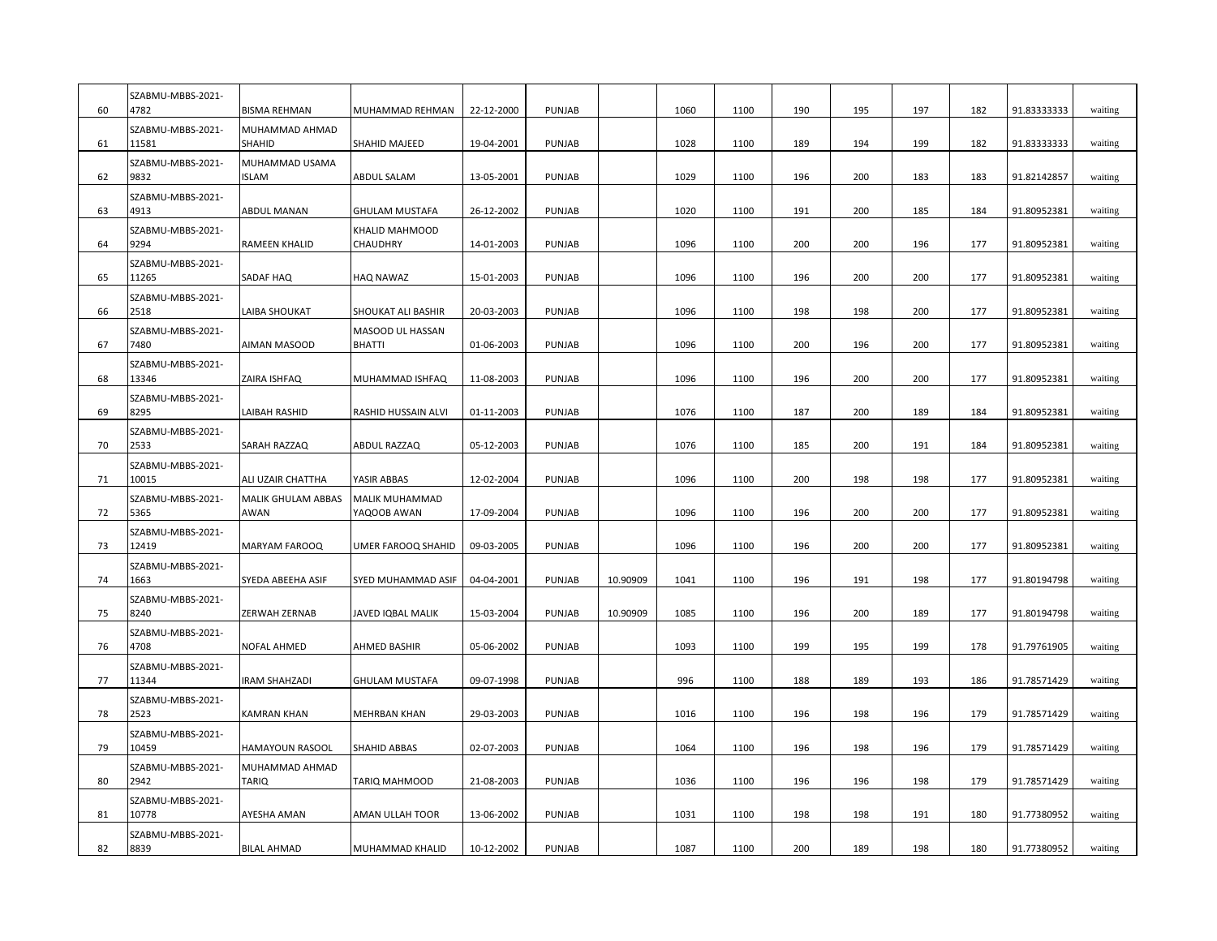| | | | | | | | | | | | | | | |
|---|---|---|---|---|---|---|---|---|---|---|---|---|---|---|
| 60 | SZABMU-MBBS-2021-4782 | BISMA REHMAN | MUHAMMAD REHMAN | 22-12-2000 | PUNJAB | | 1060 | 1100 | 190 | 195 | 197 | 182 | 91.83333333 | waiting |
| 61 | SZABMU-MBBS-2021-11581 | MUHAMMAD AHMAD SHAHID | SHAHID MAJEED | 19-04-2001 | PUNJAB | | 1028 | 1100 | 189 | 194 | 199 | 182 | 91.83333333 | waiting |
| 62 | SZABMU-MBBS-2021-9832 | MUHAMMAD USAMA ISLAM | ABDUL SALAM | 13-05-2001 | PUNJAB | | 1029 | 1100 | 196 | 200 | 183 | 183 | 91.82142857 | waiting |
| 63 | SZABMU-MBBS-2021-4913 | ABDUL MANAN | GHULAM MUSTAFA | 26-12-2002 | PUNJAB | | 1020 | 1100 | 191 | 200 | 185 | 184 | 91.80952381 | waiting |
| 64 | SZABMU-MBBS-2021-9294 | RAMEEN KHALID | KHALID MAHMOOD CHAUDHRY | 14-01-2003 | PUNJAB | | 1096 | 1100 | 200 | 200 | 196 | 177 | 91.80952381 | waiting |
| 65 | SZABMU-MBBS-2021-11265 | SADAF HAQ | HAQ NAWAZ | 15-01-2003 | PUNJAB | | 1096 | 1100 | 196 | 200 | 200 | 177 | 91.80952381 | waiting |
| 66 | SZABMU-MBBS-2021-2518 | LAIBA SHOUKAT | SHOUKAT ALI BASHIR | 20-03-2003 | PUNJAB | | 1096 | 1100 | 198 | 198 | 200 | 177 | 91.80952381 | waiting |
| 67 | SZABMU-MBBS-2021-7480 | AIMAN MASOOD | MASOOD UL HASSAN BHATTI | 01-06-2003 | PUNJAB | | 1096 | 1100 | 200 | 196 | 200 | 177 | 91.80952381 | waiting |
| 68 | SZABMU-MBBS-2021-13346 | ZAIRA ISHFAQ | MUHAMMAD ISHFAQ | 11-08-2003 | PUNJAB | | 1096 | 1100 | 196 | 200 | 200 | 177 | 91.80952381 | waiting |
| 69 | SZABMU-MBBS-2021-8295 | LAIBAH RASHID | RASHID HUSSAIN ALVI | 01-11-2003 | PUNJAB | | 1076 | 1100 | 187 | 200 | 189 | 184 | 91.80952381 | waiting |
| 70 | SZABMU-MBBS-2021-2533 | SARAH RAZZAQ | ABDUL RAZZAQ | 05-12-2003 | PUNJAB | | 1076 | 1100 | 185 | 200 | 191 | 184 | 91.80952381 | waiting |
| 71 | SZABMU-MBBS-2021-10015 | ALI UZAIR CHATTHA | YASIR ABBAS | 12-02-2004 | PUNJAB | | 1096 | 1100 | 200 | 198 | 198 | 177 | 91.80952381 | waiting |
| 72 | SZABMU-MBBS-2021-5365 | MALIK GHULAM ABBAS AWAN | MALIK MUHAMMAD YAQOOB AWAN | 17-09-2004 | PUNJAB | | 1096 | 1100 | 196 | 200 | 200 | 177 | 91.80952381 | waiting |
| 73 | SZABMU-MBBS-2021-12419 | MARYAM FAROOQ | UMER FAROOQ SHAHID | 09-03-2005 | PUNJAB | | 1096 | 1100 | 196 | 200 | 200 | 177 | 91.80952381 | waiting |
| 74 | SZABMU-MBBS-2021-1663 | SYEDA ABEEHA ASIF | SYED MUHAMMAD ASIF | 04-04-2001 | PUNJAB | 10.90909 | 1041 | 1100 | 196 | 191 | 198 | 177 | 91.80194798 | waiting |
| 75 | SZABMU-MBBS-2021-8240 | ZERWAH ZERNAB | JAVED IQBAL MALIK | 15-03-2004 | PUNJAB | 10.90909 | 1085 | 1100 | 196 | 200 | 189 | 177 | 91.80194798 | waiting |
| 76 | SZABMU-MBBS-2021-4708 | NOFAL AHMED | AHMED BASHIR | 05-06-2002 | PUNJAB | | 1093 | 1100 | 199 | 195 | 199 | 178 | 91.79761905 | waiting |
| 77 | SZABMU-MBBS-2021-11344 | IRAM SHAHZADI | GHULAM MUSTAFA | 09-07-1998 | PUNJAB | | 996 | 1100 | 188 | 189 | 193 | 186 | 91.78571429 | waiting |
| 78 | SZABMU-MBBS-2021-2523 | KAMRAN KHAN | MEHRBAN KHAN | 29-03-2003 | PUNJAB | | 1016 | 1100 | 196 | 198 | 196 | 179 | 91.78571429 | waiting |
| 79 | SZABMU-MBBS-2021-10459 | HAMAYOUN RASOOL | SHAHID ABBAS | 02-07-2003 | PUNJAB | | 1064 | 1100 | 196 | 198 | 196 | 179 | 91.78571429 | waiting |
| 80 | SZABMU-MBBS-2021-2942 | MUHAMMAD AHMAD TARIQ | TARIQ MAHMOOD | 21-08-2003 | PUNJAB | | 1036 | 1100 | 196 | 196 | 198 | 179 | 91.78571429 | waiting |
| 81 | SZABMU-MBBS-2021-10778 | AYESHA AMAN | AMAN ULLAH TOOR | 13-06-2002 | PUNJAB | | 1031 | 1100 | 198 | 198 | 191 | 180 | 91.77380952 | waiting |
| 82 | SZABMU-MBBS-2021-8839 | BILAL AHMAD | MUHAMMAD KHALID | 10-12-2002 | PUNJAB | | 1087 | 1100 | 200 | 189 | 198 | 180 | 91.77380952 | waiting |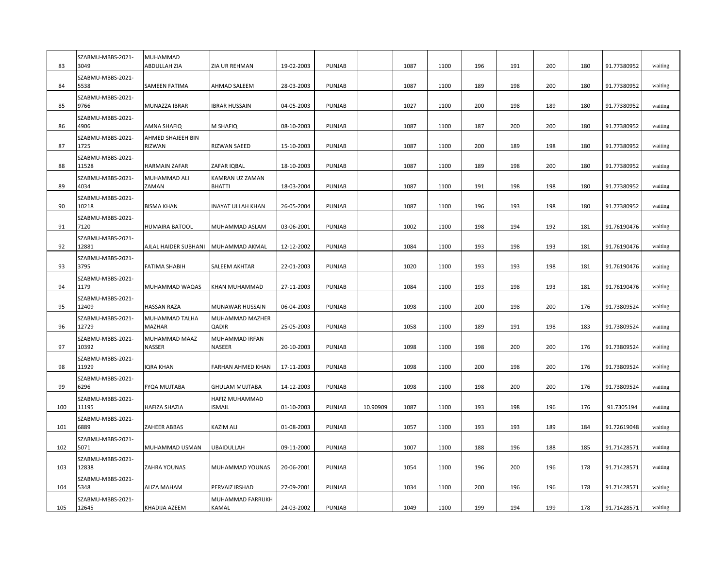| 83 | SZABMU-MBBS-2021-3049 | MUHAMMAD ABDULLAH ZIA | ZIA UR REHMAN | 19-02-2003 | PUNJAB | | 1087 | 1100 | 196 | 191 | 200 | 180 | 91.77380952 | waiting |
|---|---|---|---|---|---|---|---|---|---|---|---|---|---|---|
| 84 | SZABMU-MBBS-2021-5538 | SAMEEN FATIMA | AHMAD SALEEM | 28-03-2003 | PUNJAB | | 1087 | 1100 | 189 | 198 | 200 | 180 | 91.77380952 | waiting |
| 85 | SZABMU-MBBS-2021-9766 | MUNAZZA IBRAR | IBRAR HUSSAIN | 04-05-2003 | PUNJAB | | 1027 | 1100 | 200 | 198 | 189 | 180 | 91.77380952 | waiting |
| 86 | SZABMU-MBBS-2021-4906 | AMNA SHAFIQ | M SHAFIQ | 08-10-2003 | PUNJAB | | 1087 | 1100 | 187 | 200 | 200 | 180 | 91.77380952 | waiting |
| 87 | SZABMU-MBBS-2021-1725 | AHMED SHAJEEH BIN RIZWAN | RIZWAN SAEED | 15-10-2003 | PUNJAB | | 1087 | 1100 | 200 | 189 | 198 | 180 | 91.77380952 | waiting |
| 88 | SZABMU-MBBS-2021-11528 | HARMAIN ZAFAR | ZAFAR IQBAL | 18-10-2003 | PUNJAB | | 1087 | 1100 | 189 | 198 | 200 | 180 | 91.77380952 | waiting |
| 89 | SZABMU-MBBS-2021-4034 | MUHAMMAD ALI ZAMAN | KAMRAN UZ ZAMAN BHATTI | 18-03-2004 | PUNJAB | | 1087 | 1100 | 191 | 198 | 198 | 180 | 91.77380952 | waiting |
| 90 | SZABMU-MBBS-2021-10218 | BISMA KHAN | INAYAT ULLAH KHAN | 26-05-2004 | PUNJAB | | 1087 | 1100 | 196 | 193 | 198 | 180 | 91.77380952 | waiting |
| 91 | SZABMU-MBBS-2021-7120 | HUMAIRA BATOOL | MUHAMMAD ASLAM | 03-06-2001 | PUNJAB | | 1002 | 1100 | 198 | 194 | 192 | 181 | 91.76190476 | waiting |
| 92 | SZABMU-MBBS-2021-12881 | AJLAL HAIDER SUBHANI | MUHAMMAD AKMAL | 12-12-2002 | PUNJAB | | 1084 | 1100 | 193 | 198 | 193 | 181 | 91.76190476 | waiting |
| 93 | SZABMU-MBBS-2021-3795 | FATIMA SHABIH | SALEEM AKHTAR | 22-01-2003 | PUNJAB | | 1020 | 1100 | 193 | 193 | 198 | 181 | 91.76190476 | waiting |
| 94 | SZABMU-MBBS-2021-1179 | MUHAMMAD WAQAS | KHAN MUHAMMAD | 27-11-2003 | PUNJAB | | 1084 | 1100 | 193 | 198 | 193 | 181 | 91.76190476 | waiting |
| 95 | SZABMU-MBBS-2021-12409 | HASSAN RAZA | MUNAWAR HUSSAIN | 06-04-2003 | PUNJAB | | 1098 | 1100 | 200 | 198 | 200 | 176 | 91.73809524 | waiting |
| 96 | SZABMU-MBBS-2021-12729 | MUHAMMAD TALHA MAZHAR | MUHAMMAD MAZHER QADIR | 25-05-2003 | PUNJAB | | 1058 | 1100 | 189 | 191 | 198 | 183 | 91.73809524 | waiting |
| 97 | SZABMU-MBBS-2021-10392 | MUHAMMAD MAAZ NASSER | MUHAMMAD IRFAN NASEER | 20-10-2003 | PUNJAB | | 1098 | 1100 | 198 | 200 | 200 | 176 | 91.73809524 | waiting |
| 98 | SZABMU-MBBS-2021-11929 | IQRA KHAN | FARHAN AHMED KHAN | 17-11-2003 | PUNJAB | | 1098 | 1100 | 200 | 198 | 200 | 176 | 91.73809524 | waiting |
| 99 | SZABMU-MBBS-2021-6296 | FYQA MUJTABA | GHULAM MUJTABA | 14-12-2003 | PUNJAB | | 1098 | 1100 | 198 | 200 | 200 | 176 | 91.73809524 | waiting |
| 100 | SZABMU-MBBS-2021-11195 | HAFIZA SHAZIA | HAFIZ MUHAMMAD ISMAIL | 01-10-2003 | PUNJAB | 10.90909 | 1087 | 1100 | 193 | 198 | 196 | 176 | 91.7305194 | waiting |
| 101 | SZABMU-MBBS-2021-6889 | ZAHEER ABBAS | KAZIM ALI | 01-08-2003 | PUNJAB | | 1057 | 1100 | 193 | 193 | 189 | 184 | 91.72619048 | waiting |
| 102 | SZABMU-MBBS-2021-5071 | MUHAMMAD USMAN | UBAIDULLAH | 09-11-2000 | PUNJAB | | 1007 | 1100 | 188 | 196 | 188 | 185 | 91.71428571 | waiting |
| 103 | SZABMU-MBBS-2021-12838 | ZAHRA YOUNAS | MUHAMMAD YOUNAS | 20-06-2001 | PUNJAB | | 1054 | 1100 | 196 | 200 | 196 | 178 | 91.71428571 | waiting |
| 104 | SZABMU-MBBS-2021-5348 | ALIZA MAHAM | PERVAIZ IRSHAD | 27-09-2001 | PUNJAB | | 1034 | 1100 | 200 | 196 | 196 | 178 | 91.71428571 | waiting |
| 105 | SZABMU-MBBS-2021-12645 | KHADIJA AZEEM | MUHAMMAD FARRUKH KAMAL | 24-03-2002 | PUNJAB | | 1049 | 1100 | 199 | 194 | 199 | 178 | 91.71428571 | waiting |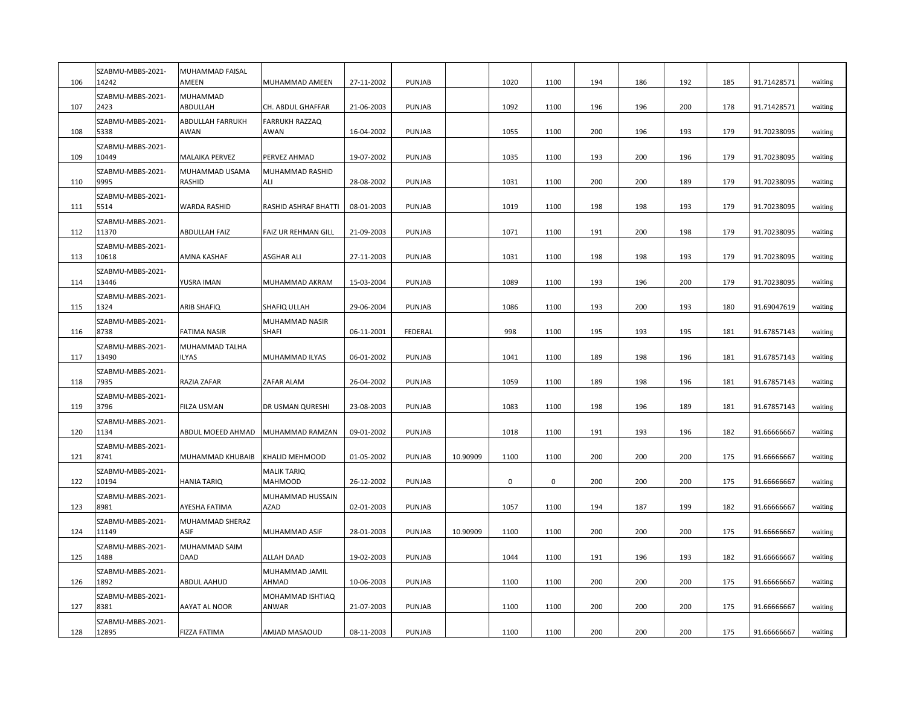| | | | | | | | | | | | | | | | |
|---|---|---|---|---|---|---|---|---|---|---|---|---|---|---|---|
| 106 | SZABMU-MBBS-2021-14242 | MUHAMMAD FAISAL AMEEN | MUHAMMAD AMEEN | 27-11-2002 | PUNJAB | | 1020 | 1100 | 194 | 186 | 192 | 185 | 91.71428571 | waiting |
| 107 | SZABMU-MBBS-2021-2423 | MUHAMMAD ABDULLAH | CH. ABDUL GHAFFAR | 21-06-2003 | PUNJAB | | 1092 | 1100 | 196 | 196 | 200 | 178 | 91.71428571 | waiting |
| 108 | SZABMU-MBBS-2021-5338 | ABDULLAH FARRUKH AWAN | FARRUKH RAZZAQ AWAN | 16-04-2002 | PUNJAB | | 1055 | 1100 | 200 | 196 | 193 | 179 | 91.70238095 | waiting |
| 109 | SZABMU-MBBS-2021-10449 | MALAIKA PERVEZ | PERVEZ AHMAD | 19-07-2002 | PUNJAB | | 1035 | 1100 | 193 | 200 | 196 | 179 | 91.70238095 | waiting |
| 110 | SZABMU-MBBS-2021-9995 | MUHAMMAD USAMA RASHID | MUHAMMAD RASHID ALI | 28-08-2002 | PUNJAB | | 1031 | 1100 | 200 | 200 | 189 | 179 | 91.70238095 | waiting |
| 111 | SZABMU-MBBS-2021-5514 | WARDA RASHID | RASHID ASHRAF BHATTI | 08-01-2003 | PUNJAB | | 1019 | 1100 | 198 | 198 | 193 | 179 | 91.70238095 | waiting |
| 112 | SZABMU-MBBS-2021-11370 | ABDULLAH FAIZ | FAIZ UR REHMAN GILL | 21-09-2003 | PUNJAB | | 1071 | 1100 | 191 | 200 | 198 | 179 | 91.70238095 | waiting |
| 113 | SZABMU-MBBS-2021-10618 | AMNA KASHAF | ASGHAR ALI | 27-11-2003 | PUNJAB | | 1031 | 1100 | 198 | 198 | 193 | 179 | 91.70238095 | waiting |
| 114 | SZABMU-MBBS-2021-13446 | YUSRA IMAN | MUHAMMAD AKRAM | 15-03-2004 | PUNJAB | | 1089 | 1100 | 193 | 196 | 200 | 179 | 91.70238095 | waiting |
| 115 | SZABMU-MBBS-2021-1324 | ARIB SHAFIQ | SHAFIQ ULLAH | 29-06-2004 | PUNJAB | | 1086 | 1100 | 193 | 200 | 193 | 180 | 91.69047619 | waiting |
| 116 | SZABMU-MBBS-2021-8738 | FATIMA NASIR | MUHAMMAD NASIR SHAFI | 06-11-2001 | FEDERAL | | 998 | 1100 | 195 | 193 | 195 | 181 | 91.67857143 | waiting |
| 117 | SZABMU-MBBS-2021-13490 | MUHAMMAD TALHA ILYAS | MUHAMMAD ILYAS | 06-01-2002 | PUNJAB | | 1041 | 1100 | 189 | 198 | 196 | 181 | 91.67857143 | waiting |
| 118 | SZABMU-MBBS-2021-7935 | RAZIA ZAFAR | ZAFAR ALAM | 26-04-2002 | PUNJAB | | 1059 | 1100 | 189 | 198 | 196 | 181 | 91.67857143 | waiting |
| 119 | SZABMU-MBBS-2021-3796 | FILZA USMAN | DR USMAN QURESHI | 23-08-2003 | PUNJAB | | 1083 | 1100 | 198 | 196 | 189 | 181 | 91.67857143 | waiting |
| 120 | SZABMU-MBBS-2021-1134 | ABDUL MOEED AHMAD | MUHAMMAD RAMZAN | 09-01-2002 | PUNJAB | | 1018 | 1100 | 191 | 193 | 196 | 182 | 91.66666667 | waiting |
| 121 | SZABMU-MBBS-2021-8741 | MUHAMMAD KHUBAIB | KHALID MEHMOOD | 01-05-2002 | PUNJAB | 10.90909 | 1100 | 1100 | 200 | 200 | 200 | 175 | 91.66666667 | waiting |
| 122 | SZABMU-MBBS-2021-10194 | HANIA TARIQ | MALIK TARIQ MAHMOOD | 26-12-2002 | PUNJAB | | 0 | 0 | 200 | 200 | 200 | 175 | 91.66666667 | waiting |
| 123 | SZABMU-MBBS-2021-8981 | AYESHA FATIMA | MUHAMMAD HUSSAIN AZAD | 02-01-2003 | PUNJAB | | 1057 | 1100 | 194 | 187 | 199 | 182 | 91.66666667 | waiting |
| 124 | SZABMU-MBBS-2021-11149 | MUHAMMAD SHERAZ ASIF | MUHAMMAD ASIF | 28-01-2003 | PUNJAB | 10.90909 | 1100 | 1100 | 200 | 200 | 200 | 175 | 91.66666667 | waiting |
| 125 | SZABMU-MBBS-2021-1488 | MUHAMMAD SAIM DAAD | ALLAH DAAD | 19-02-2003 | PUNJAB | | 1044 | 1100 | 191 | 196 | 193 | 182 | 91.66666667 | waiting |
| 126 | SZABMU-MBBS-2021-1892 | ABDUL AAHUD | MUHAMMAD JAMIL AHMAD | 10-06-2003 | PUNJAB | | 1100 | 1100 | 200 | 200 | 200 | 175 | 91.66666667 | waiting |
| 127 | SZABMU-MBBS-2021-8381 | AAYAT AL NOOR | MOHAMMAD ISHTIAQ ANWAR | 21-07-2003 | PUNJAB | | 1100 | 1100 | 200 | 200 | 200 | 175 | 91.66666667 | waiting |
| 128 | SZABMU-MBBS-2021-12895 | FIZZA FATIMA | AMJAD MASAOUD | 08-11-2003 | PUNJAB | | 1100 | 1100 | 200 | 200 | 200 | 175 | 91.66666667 | waiting |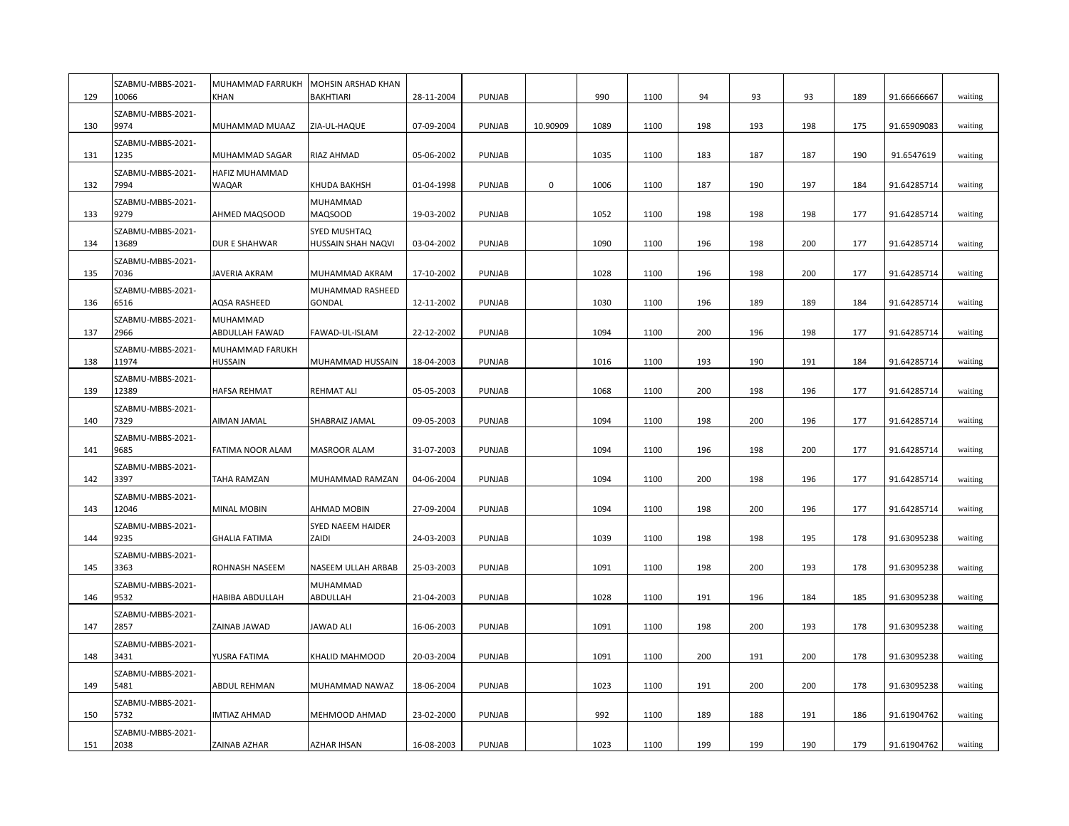| | | | | | | | | | | | | | | |
|---|---|---|---|---|---|---|---|---|---|---|---|---|---|---|
| 129 | SZABMU-MBBS-2021-10066 | MUHAMMAD FARRUKH KHAN | MOHSIN ARSHAD KHAN BAKHTIARI | 28-11-2004 | PUNJAB | | 990 | 1100 | 94 | 93 | 93 | 189 | 91.66666667 | waiting |
| 130 | SZABMU-MBBS-2021-9974 | MUHAMMAD MUAAZ | ZIA-UL-HAQUE | 07-09-2004 | PUNJAB | 10.90909 | 1089 | 1100 | 198 | 193 | 198 | 175 | 91.65909083 | waiting |
| 131 | SZABMU-MBBS-2021-1235 | MUHAMMAD SAGAR | RIAZ AHMAD | 05-06-2002 | PUNJAB | | 1035 | 1100 | 183 | 187 | 187 | 190 | 91.6547619 | waiting |
| 132 | SZABMU-MBBS-2021-7994 | HAFIZ MUHAMMAD WAQAR | KHUDA BAKHSH | 01-04-1998 | PUNJAB | 0 | 1006 | 1100 | 187 | 190 | 197 | 184 | 91.64285714 | waiting |
| 133 | SZABMU-MBBS-2021-9279 | AHMED MAQSOOD | MUHAMMAD MAQSOOD | 19-03-2002 | PUNJAB | | 1052 | 1100 | 198 | 198 | 198 | 177 | 91.64285714 | waiting |
| 134 | SZABMU-MBBS-2021-13689 | DUR E SHAHWAR | SYED MUSHTAQ HUSSAIN SHAH NAQVI | 03-04-2002 | PUNJAB | | 1090 | 1100 | 196 | 198 | 200 | 177 | 91.64285714 | waiting |
| 135 | SZABMU-MBBS-2021-7036 | JAVERIA AKRAM | MUHAMMAD AKRAM | 17-10-2002 | PUNJAB | | 1028 | 1100 | 196 | 198 | 200 | 177 | 91.64285714 | waiting |
| 136 | SZABMU-MBBS-2021-6516 | AQSA RASHEED | MUHAMMAD RASHEED GONDAL | 12-11-2002 | PUNJAB | | 1030 | 1100 | 196 | 189 | 189 | 184 | 91.64285714 | waiting |
| 137 | SZABMU-MBBS-2021-2966 | MUHAMMAD ABDULLAH FAWAD | FAWAD-UL-ISLAM | 22-12-2002 | PUNJAB | | 1094 | 1100 | 200 | 196 | 198 | 177 | 91.64285714 | waiting |
| 138 | SZABMU-MBBS-2021-11974 | MUHAMMAD FARUKH HUSSAIN | MUHAMMAD HUSSAIN | 18-04-2003 | PUNJAB | | 1016 | 1100 | 193 | 190 | 191 | 184 | 91.64285714 | waiting |
| 139 | SZABMU-MBBS-2021-12389 | HAFSA REHMAT | REHMAT ALI | 05-05-2003 | PUNJAB | | 1068 | 1100 | 200 | 198 | 196 | 177 | 91.64285714 | waiting |
| 140 | SZABMU-MBBS-2021-7329 | AIMAN JAMAL | SHABRAIZ JAMAL | 09-05-2003 | PUNJAB | | 1094 | 1100 | 198 | 200 | 196 | 177 | 91.64285714 | waiting |
| 141 | SZABMU-MBBS-2021-9685 | FATIMA NOOR ALAM | MASROOR ALAM | 31-07-2003 | PUNJAB | | 1094 | 1100 | 196 | 198 | 200 | 177 | 91.64285714 | waiting |
| 142 | SZABMU-MBBS-2021-3397 | TAHA RAMZAN | MUHAMMAD RAMZAN | 04-06-2004 | PUNJAB | | 1094 | 1100 | 200 | 198 | 196 | 177 | 91.64285714 | waiting |
| 143 | SZABMU-MBBS-2021-12046 | MINAL MOBIN | AHMAD MOBIN | 27-09-2004 | PUNJAB | | 1094 | 1100 | 198 | 200 | 196 | 177 | 91.64285714 | waiting |
| 144 | SZABMU-MBBS-2021-9235 | GHALIA FATIMA | SYED NAEEM HAIDER ZAIDI | 24-03-2003 | PUNJAB | | 1039 | 1100 | 198 | 198 | 195 | 178 | 91.63095238 | waiting |
| 145 | SZABMU-MBBS-2021-3363 | ROHNASH NASEEM | NASEEM ULLAH ARBAB | 25-03-2003 | PUNJAB | | 1091 | 1100 | 198 | 200 | 193 | 178 | 91.63095238 | waiting |
| 146 | SZABMU-MBBS-2021-9532 | HABIBA ABDULLAH | MUHAMMAD ABDULLAH | 21-04-2003 | PUNJAB | | 1028 | 1100 | 191 | 196 | 184 | 185 | 91.63095238 | waiting |
| 147 | SZABMU-MBBS-2021-2857 | ZAINAB JAWAD | JAWAD ALI | 16-06-2003 | PUNJAB | | 1091 | 1100 | 198 | 200 | 193 | 178 | 91.63095238 | waiting |
| 148 | SZABMU-MBBS-2021-3431 | YUSRA FATIMA | KHALID MAHMOOD | 20-03-2004 | PUNJAB | | 1091 | 1100 | 200 | 191 | 200 | 178 | 91.63095238 | waiting |
| 149 | SZABMU-MBBS-2021-5481 | ABDUL REHMAN | MUHAMMAD NAWAZ | 18-06-2004 | PUNJAB | | 1023 | 1100 | 191 | 200 | 200 | 178 | 91.63095238 | waiting |
| 150 | SZABMU-MBBS-2021-5732 | IMTIAZ AHMAD | MEHMOOD AHMAD | 23-02-2000 | PUNJAB | | 992 | 1100 | 189 | 188 | 191 | 186 | 91.61904762 | waiting |
| 151 | SZABMU-MBBS-2021-2038 | ZAINAB AZHAR | AZHAR IHSAN | 16-08-2003 | PUNJAB | | 1023 | 1100 | 199 | 199 | 190 | 179 | 91.61904762 | waiting |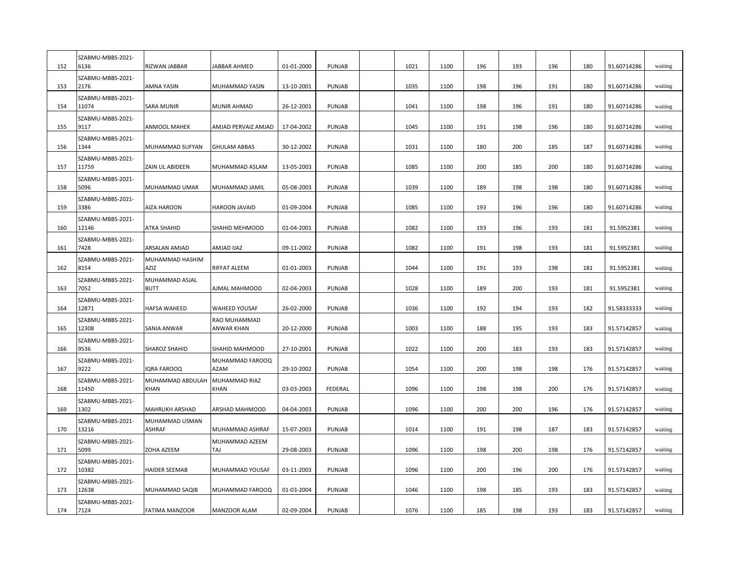| | | | | | | | | | | | | | | |
|---|---|---|---|---|---|---|---|---|---|---|---|---|---|---|
| 152 | SZABMU-MBBS-2021-6136 | RIZWAN JABBAR | JABBAR AHMED | 01-01-2000 | PUNJAB | | 1021 | 1100 | 196 | 193 | 196 | 180 | 91.60714286 | waiting |
| 153 | SZABMU-MBBS-2021-2176 | AMNA YASIN | MUHAMMAD YASIN | 13-10-2001 | PUNJAB | | 1035 | 1100 | 198 | 196 | 191 | 180 | 91.60714286 | waiting |
| 154 | SZABMU-MBBS-2021-11074 | SARA MUNIR | MUNIR AHMAD | 26-12-2001 | PUNJAB | | 1041 | 1100 | 198 | 196 | 191 | 180 | 91.60714286 | waiting |
| 155 | SZABMU-MBBS-2021-9117 | ANMOOL MAHEK | AMJAD PERVAIZ AMJAD | 17-04-2002 | PUNJAB | | 1045 | 1100 | 191 | 198 | 196 | 180 | 91.60714286 | waiting |
| 156 | SZABMU-MBBS-2021-1344 | MUHAMMAD SUFYAN | GHULAM ABBAS | 30-12-2002 | PUNJAB | | 1031 | 1100 | 180 | 200 | 185 | 187 | 91.60714286 | waiting |
| 157 | SZABMU-MBBS-2021-11759 | ZAIN UL ABIDEEN | MUHAMMAD ASLAM | 13-05-2003 | PUNJAB | | 1085 | 1100 | 200 | 185 | 200 | 180 | 91.60714286 | waiting |
| 158 | SZABMU-MBBS-2021-5096 | MUHAMMAD UMAR | MUHAMMAD JAMIL | 05-08-2003 | PUNJAB | | 1039 | 1100 | 189 | 198 | 198 | 180 | 91.60714286 | waiting |
| 159 | SZABMU-MBBS-2021-3386 | AIZA HAROON | HAROON JAVAID | 01-09-2004 | PUNJAB | | 1085 | 1100 | 193 | 196 | 196 | 180 | 91.60714286 | waiting |
| 160 | SZABMU-MBBS-2021-12146 | ATKA SHAHID | SHAHID MEHMOOD | 01-04-2001 | PUNJAB | | 1082 | 1100 | 193 | 196 | 193 | 181 | 91.5952381 | waiting |
| 161 | SZABMU-MBBS-2021-7428 | ARSALAN AMJAD | AMJAD IJAZ | 09-11-2002 | PUNJAB | | 1082 | 1100 | 191 | 198 | 193 | 181 | 91.5952381 | waiting |
| 162 | SZABMU-MBBS-2021-8154 | MUHAMMAD HASHIM AZIZ | RIFFAT ALEEM | 01-01-2003 | PUNJAB | | 1044 | 1100 | 191 | 193 | 198 | 181 | 91.5952381 | waiting |
| 163 | SZABMU-MBBS-2021-7052 | MUHAMMAD ASJAL BUTT | AJMAL MAHMOOD | 02-04-2003 | PUNJAB | | 1028 | 1100 | 189 | 200 | 193 | 181 | 91.5952381 | waiting |
| 164 | SZABMU-MBBS-2021-12871 | HAFSA WAHEED | WAHEED YOUSAF | 26-02-2000 | PUNJAB | | 1036 | 1100 | 192 | 194 | 193 | 182 | 91.58333333 | waiting |
| 165 | SZABMU-MBBS-2021-12308 | SANIA ANWAR | RAO MUHAMMAD ANWAR KHAN | 20-12-2000 | PUNJAB | | 1003 | 1100 | 188 | 195 | 193 | 183 | 91.57142857 | waiting |
| 166 | SZABMU-MBBS-2021-9536 | SHAROZ SHAHID | SHAHID MAHMOOD | 27-10-2001 | PUNJAB | | 1022 | 1100 | 200 | 183 | 193 | 183 | 91.57142857 | waiting |
| 167 | SZABMU-MBBS-2021-9222 | IQRA FAROOQ | MUHAMMAD FAROOQ AZAM | 29-10-2002 | PUNJAB | | 1054 | 1100 | 200 | 198 | 198 | 176 | 91.57142857 | waiting |
| 168 | SZABMU-MBBS-2021-11450 | MUHAMMAD ABDULAH KHAN | MUHAMMAD RIAZ KHAN | 03-03-2003 | FEDERAL | | 1096 | 1100 | 198 | 198 | 200 | 176 | 91.57142857 | waiting |
| 169 | SZABMU-MBBS-2021-1302 | MAHRUKH ARSHAD | ARSHAD MAHMOOD | 04-04-2003 | PUNJAB | | 1096 | 1100 | 200 | 200 | 196 | 176 | 91.57142857 | waiting |
| 170 | SZABMU-MBBS-2021-13216 | MUHAMMAD USMAN ASHRAF | MUHAMMAD ASHRAF | 15-07-2003 | PUNJAB | | 1014 | 1100 | 191 | 198 | 187 | 183 | 91.57142857 | waiting |
| 171 | SZABMU-MBBS-2021-5099 | ZOHA AZEEM | MUHAMMAD AZEEM TAJ | 29-08-2003 | PUNJAB | | 1096 | 1100 | 198 | 200 | 198 | 176 | 91.57142857 | waiting |
| 172 | SZABMU-MBBS-2021-10382 | HAIDER SEEMAB | MUHAMMAD YOUSAF | 03-11-2003 | PUNJAB | | 1096 | 1100 | 200 | 196 | 200 | 176 | 91.57142857 | waiting |
| 173 | SZABMU-MBBS-2021-12638 | MUHAMMAD SAQIB | MUHAMMAD FAROOQ | 01-03-2004 | PUNJAB | | 1046 | 1100 | 198 | 185 | 193 | 183 | 91.57142857 | waiting |
| 174 | SZABMU-MBBS-2021-7124 | FATIMA MANZOOR | MANZOOR ALAM | 02-09-2004 | PUNJAB | | 1076 | 1100 | 185 | 198 | 193 | 183 | 91.57142857 | waiting |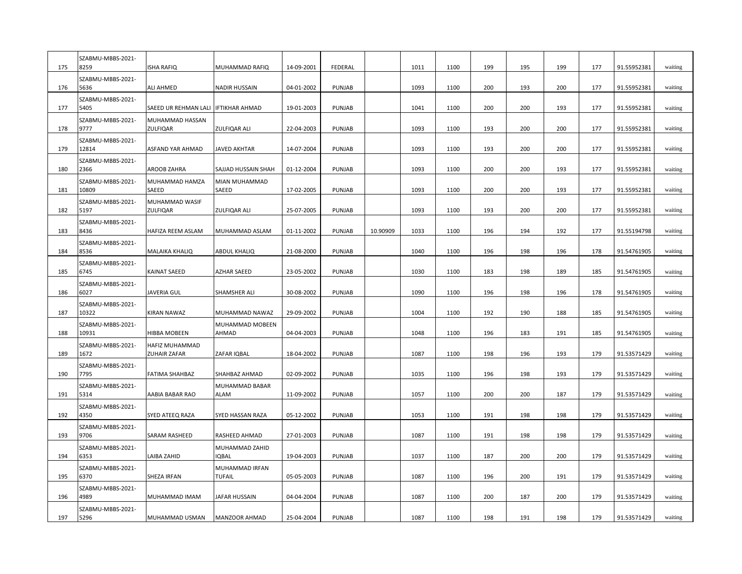| | | | | | | | | | | | | | | |
|---|---|---|---|---|---|---|---|---|---|---|---|---|---|---|
| 175 | SZABMU-MBBS-2021-8259 | ISHA RAFIQ | MUHAMMAD RAFIQ | 14-09-2001 | FEDERAL | | 1011 | 1100 | 199 | 195 | 199 | 177 | 91.55952381 | waiting |
| 176 | SZABMU-MBBS-2021-5636 | ALI AHMED | NADIR HUSSAIN | 04-01-2002 | PUNJAB | | 1093 | 1100 | 200 | 193 | 200 | 177 | 91.55952381 | waiting |
| 177 | SZABMU-MBBS-2021-5405 | SAEED UR REHMAN LALI | IFTIKHAR AHMAD | 19-01-2003 | PUNJAB | | 1041 | 1100 | 200 | 200 | 193 | 177 | 91.55952381 | waiting |
| 178 | SZABMU-MBBS-2021-9777 | MUHAMMAD HASSAN ZULFIQAR | ZULFIQAR ALI | 22-04-2003 | PUNJAB | | 1093 | 1100 | 193 | 200 | 200 | 177 | 91.55952381 | waiting |
| 179 | SZABMU-MBBS-2021-12814 | ASFAND YAR AHMAD | JAVED AKHTAR | 14-07-2004 | PUNJAB | | 1093 | 1100 | 193 | 200 | 200 | 177 | 91.55952381 | waiting |
| 180 | SZABMU-MBBS-2021-2366 | AROOB ZAHRA | SAJJAD HUSSAIN SHAH | 01-12-2004 | PUNJAB | | 1093 | 1100 | 200 | 200 | 193 | 177 | 91.55952381 | waiting |
| 181 | SZABMU-MBBS-2021-10809 | MUHAMMAD HAMZA SAEED | MIAN MUHAMMAD SAEED | 17-02-2005 | PUNJAB | | 1093 | 1100 | 200 | 200 | 193 | 177 | 91.55952381 | waiting |
| 182 | SZABMU-MBBS-2021-5197 | MUHAMMAD WASIF ZULFIQAR | ZULFIQAR ALI | 25-07-2005 | PUNJAB | | 1093 | 1100 | 193 | 200 | 200 | 177 | 91.55952381 | waiting |
| 183 | SZABMU-MBBS-2021-8436 | HAFIZA REEM ASLAM | MUHAMMAD ASLAM | 01-11-2002 | PUNJAB | 10.90909 | 1033 | 1100 | 196 | 194 | 192 | 177 | 91.55194798 | waiting |
| 184 | SZABMU-MBBS-2021-8536 | MALAIKA KHALIQ | ABDUL KHALIQ | 21-08-2000 | PUNJAB | | 1040 | 1100 | 196 | 198 | 196 | 178 | 91.54761905 | waiting |
| 185 | SZABMU-MBBS-2021-6745 | KAINAT SAEED | AZHAR SAEED | 23-05-2002 | PUNJAB | | 1030 | 1100 | 183 | 198 | 189 | 185 | 91.54761905 | waiting |
| 186 | SZABMU-MBBS-2021-6027 | JAVERIA GUL | SHAMSHER ALI | 30-08-2002 | PUNJAB | | 1090 | 1100 | 196 | 198 | 196 | 178 | 91.54761905 | waiting |
| 187 | SZABMU-MBBS-2021-10322 | KIRAN NAWAZ | MUHAMMAD NAWAZ | 29-09-2002 | PUNJAB | | 1004 | 1100 | 192 | 190 | 188 | 185 | 91.54761905 | waiting |
| 188 | SZABMU-MBBS-2021-10931 | HIBBA MOBEEN | MUHAMMAD MOBEEN AHMAD | 04-04-2003 | PUNJAB | | 1048 | 1100 | 196 | 183 | 191 | 185 | 91.54761905 | waiting |
| 189 | SZABMU-MBBS-2021-1672 | HAFIZ MUHAMMAD ZUHAIR ZAFAR | ZAFAR IQBAL | 18-04-2002 | PUNJAB | | 1087 | 1100 | 198 | 196 | 193 | 179 | 91.53571429 | waiting |
| 190 | SZABMU-MBBS-2021-7795 | FATIMA SHAHBAZ | SHAHBAZ AHMAD | 02-09-2002 | PUNJAB | | 1035 | 1100 | 196 | 198 | 193 | 179 | 91.53571429 | waiting |
| 191 | SZABMU-MBBS-2021-5314 | AABIA BABAR RAO | MUHAMMAD BABAR ALAM | 11-09-2002 | PUNJAB | | 1057 | 1100 | 200 | 200 | 187 | 179 | 91.53571429 | waiting |
| 192 | SZABMU-MBBS-2021-4350 | SYED ATEEQ RAZA | SYED HASSAN RAZA | 05-12-2002 | PUNJAB | | 1053 | 1100 | 191 | 198 | 198 | 179 | 91.53571429 | waiting |
| 193 | SZABMU-MBBS-2021-9706 | SARAM RASHEED | RASHEED AHMAD | 27-01-2003 | PUNJAB | | 1087 | 1100 | 191 | 198 | 198 | 179 | 91.53571429 | waiting |
| 194 | SZABMU-MBBS-2021-6353 | LAIBA ZAHID | MUHAMMAD ZAHID IQBAL | 19-04-2003 | PUNJAB | | 1037 | 1100 | 187 | 200 | 200 | 179 | 91.53571429 | waiting |
| 195 | SZABMU-MBBS-2021-6370 | SHEZA IRFAN | MUHAMMAD IRFAN TUFAIL | 05-05-2003 | PUNJAB | | 1087 | 1100 | 196 | 200 | 191 | 179 | 91.53571429 | waiting |
| 196 | SZABMU-MBBS-2021-4989 | MUHAMMAD IMAM | JAFAR HUSSAIN | 04-04-2004 | PUNJAB | | 1087 | 1100 | 200 | 187 | 200 | 179 | 91.53571429 | waiting |
| 197 | SZABMU-MBBS-2021-5296 | MUHAMMAD USMAN | MANZOOR AHMAD | 25-04-2004 | PUNJAB | | 1087 | 1100 | 198 | 191 | 198 | 179 | 91.53571429 | waiting |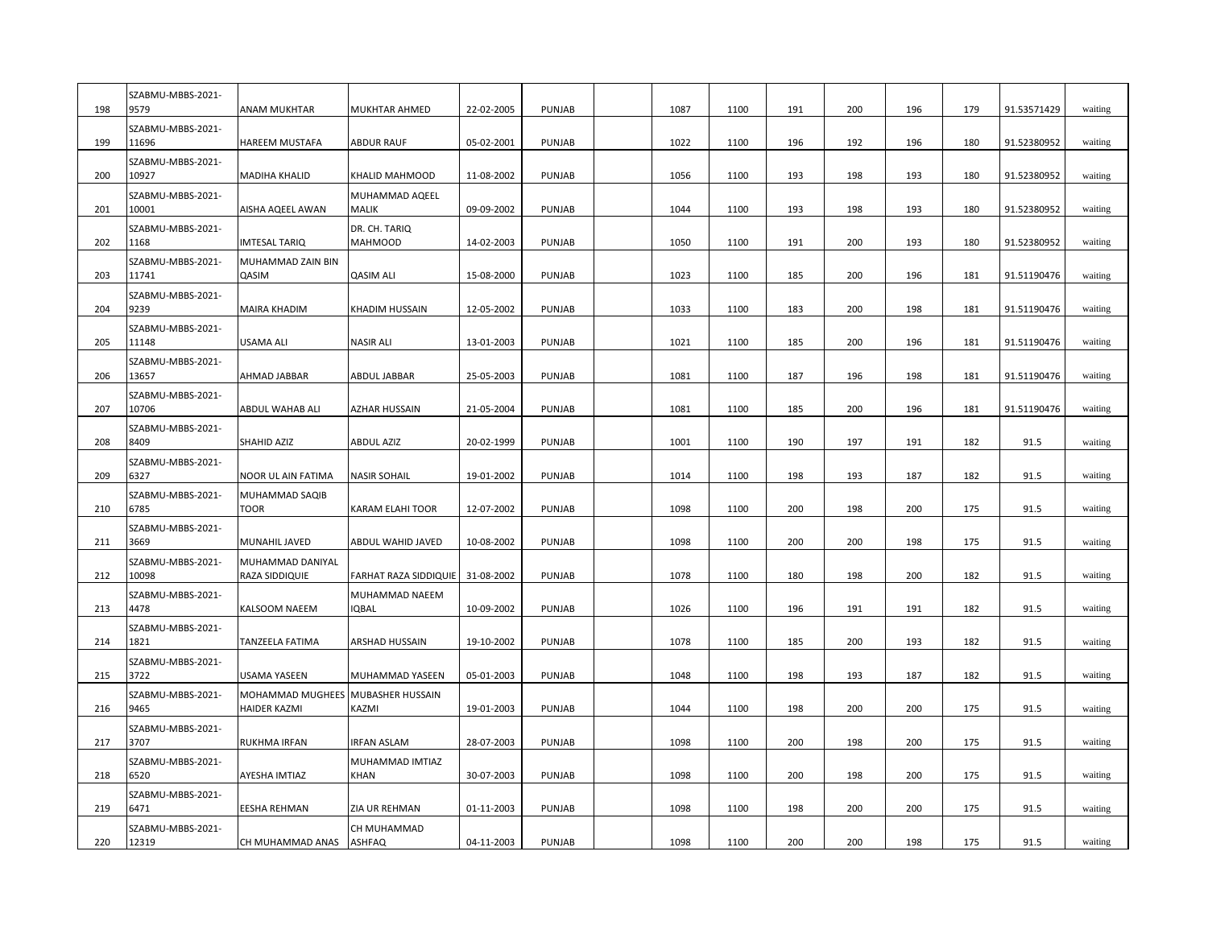| 198 | SZABMU-MBBS-2021-9579 | ANAM MUKHTAR | MUKHTAR AHMED | 22-02-2005 | PUNJAB | | 1087 | 1100 | 191 | 200 | 196 | 179 | 91.53571429 | waiting |
|---|---|---|---|---|---|---|---|---|---|---|---|---|---|---|
| 199 | SZABMU-MBBS-2021-11696 | HAREEM MUSTAFA | ABDUR RAUF | 05-02-2001 | PUNJAB | | 1022 | 1100 | 196 | 192 | 196 | 180 | 91.52380952 | waiting |
| 200 | SZABMU-MBBS-2021-10927 | MADIHA KHALID | KHALID MAHMOOD | 11-08-2002 | PUNJAB | | 1056 | 1100 | 193 | 198 | 193 | 180 | 91.52380952 | waiting |
| 201 | SZABMU-MBBS-2021-10001 | AISHA AQEEL AWAN | MUHAMMAD AQEEL MALIK | 09-09-2002 | PUNJAB | | 1044 | 1100 | 193 | 198 | 193 | 180 | 91.52380952 | waiting |
| 202 | SZABMU-MBBS-2021-1168 | IMTESAL TARIQ | DR. CH. TARIQ MAHMOOD | 14-02-2003 | PUNJAB | | 1050 | 1100 | 191 | 200 | 193 | 180 | 91.52380952 | waiting |
| 203 | SZABMU-MBBS-2021-11741 | MUHAMMAD ZAIN BIN QASIM | QASIM ALI | 15-08-2000 | PUNJAB | | 1023 | 1100 | 185 | 200 | 196 | 181 | 91.51190476 | waiting |
| 204 | SZABMU-MBBS-2021-9239 | MAIRA KHADIM | KHADIM HUSSAIN | 12-05-2002 | PUNJAB | | 1033 | 1100 | 183 | 200 | 198 | 181 | 91.51190476 | waiting |
| 205 | SZABMU-MBBS-2021-11148 | USAMA ALI | NASIR ALI | 13-01-2003 | PUNJAB | | 1021 | 1100 | 185 | 200 | 196 | 181 | 91.51190476 | waiting |
| 206 | SZABMU-MBBS-2021-13657 | AHMAD JABBAR | ABDUL JABBAR | 25-05-2003 | PUNJAB | | 1081 | 1100 | 187 | 196 | 198 | 181 | 91.51190476 | waiting |
| 207 | SZABMU-MBBS-2021-10706 | ABDUL WAHAB ALI | AZHAR HUSSAIN | 21-05-2004 | PUNJAB | | 1081 | 1100 | 185 | 200 | 196 | 181 | 91.51190476 | waiting |
| 208 | SZABMU-MBBS-2021-8409 | SHAHID AZIZ | ABDUL AZIZ | 20-02-1999 | PUNJAB | | 1001 | 1100 | 190 | 197 | 191 | 182 | 91.5 | waiting |
| 209 | SZABMU-MBBS-2021-6327 | NOOR UL AIN FATIMA | NASIR SOHAIL | 19-01-2002 | PUNJAB | | 1014 | 1100 | 198 | 193 | 187 | 182 | 91.5 | waiting |
| 210 | SZABMU-MBBS-2021-6785 | MUHAMMAD SAQIB TOOR | KARAM ELAHI TOOR | 12-07-2002 | PUNJAB | | 1098 | 1100 | 200 | 198 | 200 | 175 | 91.5 | waiting |
| 211 | SZABMU-MBBS-2021-3669 | MUNAHIL JAVED | ABDUL WAHID JAVED | 10-08-2002 | PUNJAB | | 1098 | 1100 | 200 | 200 | 198 | 175 | 91.5 | waiting |
| 212 | SZABMU-MBBS-2021-10098 | MUHAMMAD DANIYAL RAZA SIDDIQUIE | FARHAT RAZA SIDDIQUIE | 31-08-2002 | PUNJAB | | 1078 | 1100 | 180 | 198 | 200 | 182 | 91.5 | waiting |
| 213 | SZABMU-MBBS-2021-4478 | KALSOOM NAEEM | MUHAMMAD NAEEM IQBAL | 10-09-2002 | PUNJAB | | 1026 | 1100 | 196 | 191 | 191 | 182 | 91.5 | waiting |
| 214 | SZABMU-MBBS-2021-1821 | TANZEELA FATIMA | ARSHAD HUSSAIN | 19-10-2002 | PUNJAB | | 1078 | 1100 | 185 | 200 | 193 | 182 | 91.5 | waiting |
| 215 | SZABMU-MBBS-2021-3722 | USAMA YASEEN | MUHAMMAD YASEEN | 05-01-2003 | PUNJAB | | 1048 | 1100 | 198 | 193 | 187 | 182 | 91.5 | waiting |
| 216 | SZABMU-MBBS-2021-9465 | MOHAMMAD MUGHEES HAIDER KAZMI | MUBASHER HUSSAIN KAZMI | 19-01-2003 | PUNJAB | | 1044 | 1100 | 198 | 200 | 200 | 175 | 91.5 | waiting |
| 217 | SZABMU-MBBS-2021-3707 | RUKHMA IRFAN | IRFAN ASLAM | 28-07-2003 | PUNJAB | | 1098 | 1100 | 200 | 198 | 200 | 175 | 91.5 | waiting |
| 218 | SZABMU-MBBS-2021-6520 | AYESHA IMTIAZ | MUHAMMAD IMTIAZ KHAN | 30-07-2003 | PUNJAB | | 1098 | 1100 | 200 | 198 | 200 | 175 | 91.5 | waiting |
| 219 | SZABMU-MBBS-2021-6471 | EESHA REHMAN | ZIA UR REHMAN | 01-11-2003 | PUNJAB | | 1098 | 1100 | 198 | 200 | 200 | 175 | 91.5 | waiting |
| 220 | SZABMU-MBBS-2021-12319 | CH MUHAMMAD ANAS | CH MUHAMMAD ASHFAQ | 04-11-2003 | PUNJAB | | 1098 | 1100 | 200 | 200 | 198 | 175 | 91.5 | waiting |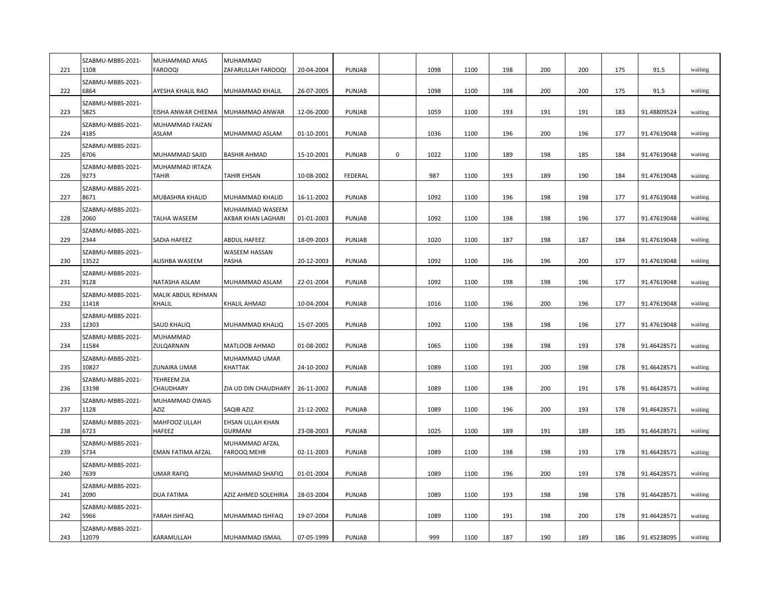| | | | | | | | | | | | | | | |
|---|---|---|---|---|---|---|---|---|---|---|---|---|---|---|
| 221 | SZABMU-MBBS-2021-1108 | MUHAMMAD ANAS FAROOQI | MUHAMMAD ZAFARULLAH FAROOQI | 20-04-2004 | PUNJAB | | 1098 | 1100 | 198 | 200 | 200 | 175 | 91.5 | waiting |
| 222 | SZABMU-MBBS-2021-6864 | AYESHA KHALIL RAO | MUHAMMAD KHALIL | 26-07-2005 | PUNJAB | | 1098 | 1100 | 198 | 200 | 200 | 175 | 91.5 | waiting |
| 223 | SZABMU-MBBS-2021-5825 | EISHA ANWAR CHEEMA | MUHAMMAD ANWAR | 12-06-2000 | PUNJAB | | 1059 | 1100 | 193 | 191 | 191 | 183 | 91.48809524 | waiting |
| 224 | SZABMU-MBBS-2021-4185 | MUHAMMAD FAIZAN ASLAM | MUHAMMAD ASLAM | 01-10-2001 | PUNJAB | | 1036 | 1100 | 196 | 200 | 196 | 177 | 91.47619048 | waiting |
| 225 | SZABMU-MBBS-2021-6706 | MUHAMMAD SAJID | BASHIR AHMAD | 15-10-2001 | PUNJAB | 0 | 1022 | 1100 | 189 | 198 | 185 | 184 | 91.47619048 | waiting |
| 226 | SZABMU-MBBS-2021-9273 | MUHAMMAD IRTAZA TAHIR | TAHIR EHSAN | 10-08-2002 | FEDERAL | | 987 | 1100 | 193 | 189 | 190 | 184 | 91.47619048 | waiting |
| 227 | SZABMU-MBBS-2021-8671 | MUBASHRA KHALID | MUHAMMAD KHALID | 16-11-2002 | PUNJAB | | 1092 | 1100 | 196 | 198 | 198 | 177 | 91.47619048 | waiting |
| 228 | SZABMU-MBBS-2021-2060 | TALHA WASEEM | MUHAMMAD WASEEM AKBAR KHAN LAGHARI | 01-01-2003 | PUNJAB | | 1092 | 1100 | 198 | 198 | 196 | 177 | 91.47619048 | waiting |
| 229 | SZABMU-MBBS-2021-2344 | SADIA HAFEEZ | ABDUL HAFEEZ | 18-09-2003 | PUNJAB | | 1020 | 1100 | 187 | 198 | 187 | 184 | 91.47619048 | waiting |
| 230 | SZABMU-MBBS-2021-13522 | ALISHBA WASEEM | WASEEM HASSAN PASHA | 20-12-2003 | PUNJAB | | 1092 | 1100 | 196 | 196 | 200 | 177 | 91.47619048 | waiting |
| 231 | SZABMU-MBBS-2021-9128 | NATASHA ASLAM | MUHAMMAD ASLAM | 22-01-2004 | PUNJAB | | 1092 | 1100 | 198 | 198 | 196 | 177 | 91.47619048 | waiting |
| 232 | SZABMU-MBBS-2021-11418 | MALIK ABDUL REHMAN KHALIL | KHALIL AHMAD | 10-04-2004 | PUNJAB | | 1016 | 1100 | 196 | 200 | 196 | 177 | 91.47619048 | waiting |
| 233 | SZABMU-MBBS-2021-12303 | SAUD KHALIQ | MUHAMMAD KHALIQ | 15-07-2005 | PUNJAB | | 1092 | 1100 | 198 | 198 | 196 | 177 | 91.47619048 | waiting |
| 234 | SZABMU-MBBS-2021-11584 | MUHAMMAD ZULQARNAIN | MATLOOB AHMAD | 01-08-2002 | PUNJAB | | 1065 | 1100 | 198 | 198 | 193 | 178 | 91.46428571 | waiting |
| 235 | SZABMU-MBBS-2021-10827 | ZUNAIRA UMAR | MUHAMMAD UMAR KHATTAK | 24-10-2002 | PUNJAB | | 1089 | 1100 | 191 | 200 | 198 | 178 | 91.46428571 | waiting |
| 236 | SZABMU-MBBS-2021-13198 | TEHREEM ZIA CHAUDHARY | ZIA UD DIN CHAUDHARY | 26-11-2002 | PUNJAB | | 1089 | 1100 | 198 | 200 | 191 | 178 | 91.46428571 | waiting |
| 237 | SZABMU-MBBS-2021-1128 | MUHAMMAD OWAIS AZIZ | SAQIB AZIZ | 21-12-2002 | PUNJAB | | 1089 | 1100 | 196 | 200 | 193 | 178 | 91.46428571 | waiting |
| 238 | SZABMU-MBBS-2021-6723 | MAHFOOZ ULLAH HAFEEZ | EHSAN ULLAH KHAN GURMANI | 23-08-2003 | PUNJAB | | 1025 | 1100 | 189 | 191 | 189 | 185 | 91.46428571 | waiting |
| 239 | SZABMU-MBBS-2021-5734 | EMAN FATIMA AFZAL | MUHAMMAD AFZAL FAROOQ MEHR | 02-11-2003 | PUNJAB | | 1089 | 1100 | 198 | 198 | 193 | 178 | 91.46428571 | waiting |
| 240 | SZABMU-MBBS-2021-7639 | UMAR RAFIQ | MUHAMMAD SHAFIQ | 01-01-2004 | PUNJAB | | 1089 | 1100 | 196 | 200 | 193 | 178 | 91.46428571 | waiting |
| 241 | SZABMU-MBBS-2021-2090 | DUA FATIMA | AZIZ AHMED SOLEHIRIA | 28-03-2004 | PUNJAB | | 1089 | 1100 | 193 | 198 | 198 | 178 | 91.46428571 | waiting |
| 242 | SZABMU-MBBS-2021-5966 | FARAH ISHFAQ | MUHAMMAD ISHFAQ | 19-07-2004 | PUNJAB | | 1089 | 1100 | 191 | 198 | 200 | 178 | 91.46428571 | waiting |
| 243 | SZABMU-MBBS-2021-12079 | KARAMULLAH | MUHAMMAD ISMAIL | 07-05-1999 | PUNJAB | | 999 | 1100 | 187 | 190 | 189 | 186 | 91.45238095 | waiting |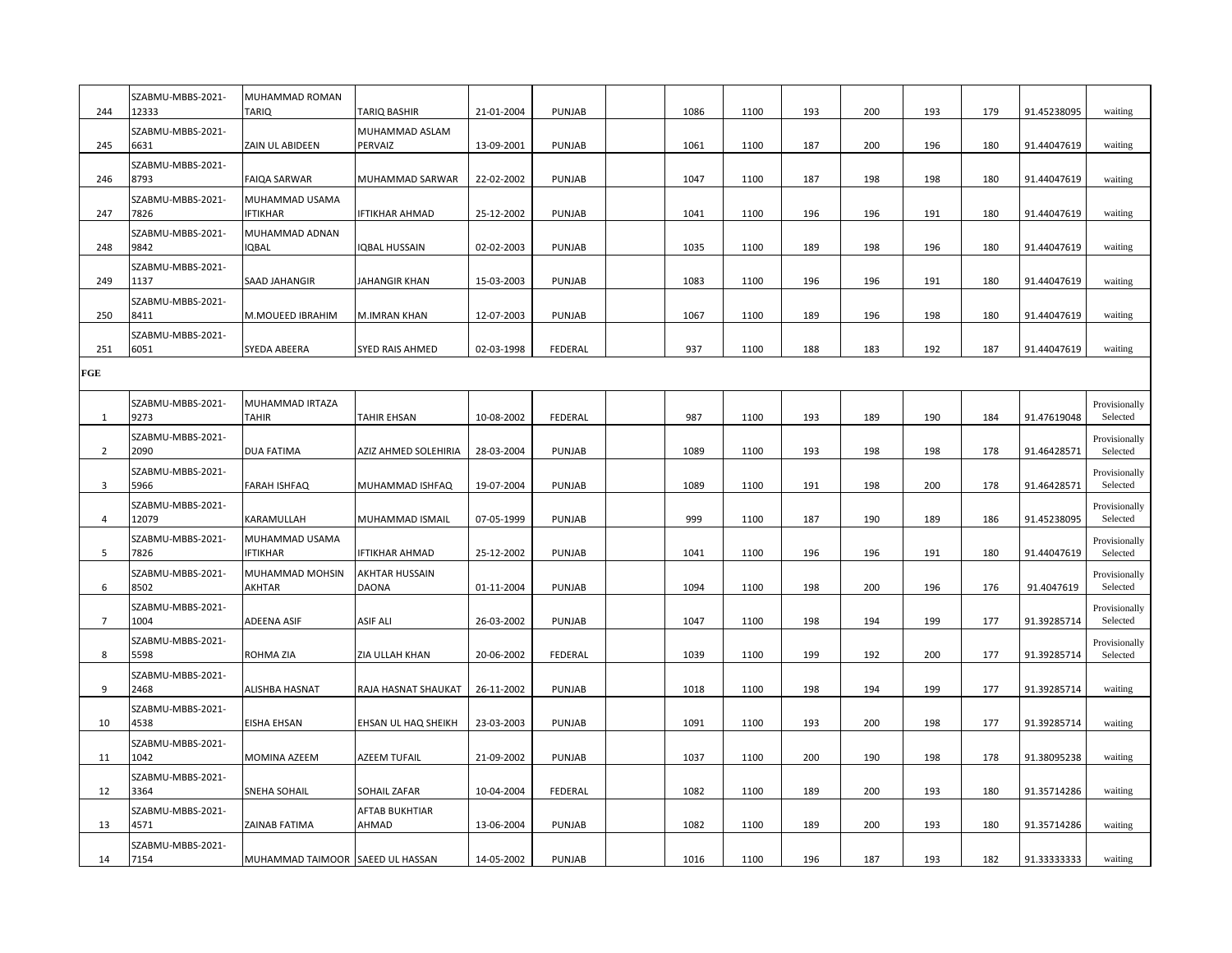| | | | | | | | | | | | | | | |
|---|---|---|---|---|---|---|---|---|---|---|---|---|---|---|
| 244 | SZABMU-MBBS-2021-12333 | MUHAMMAD ROMAN TARIQ | TARIQ BASHIR | 21-01-2004 | PUNJAB | | 1086 | 1100 | 193 | 200 | 193 | 179 | 91.45238095 | waiting |
| 245 | SZABMU-MBBS-2021-6631 | ZAIN UL ABIDEEN | MUHAMMAD ASLAM PERVAIZ | 13-09-2001 | PUNJAB | | 1061 | 1100 | 187 | 200 | 196 | 180 | 91.44047619 | waiting |
| 246 | SZABMU-MBBS-2021-8793 | FAIQA SARWAR | MUHAMMAD SARWAR | 22-02-2002 | PUNJAB | | 1047 | 1100 | 187 | 198 | 198 | 180 | 91.44047619 | waiting |
| 247 | SZABMU-MBBS-2021-7826 | MUHAMMAD USAMA IFTIKHAR | IFTIKHAR AHMAD | 25-12-2002 | PUNJAB | | 1041 | 1100 | 196 | 196 | 191 | 180 | 91.44047619 | waiting |
| 248 | SZABMU-MBBS-2021-9842 | MUHAMMAD ADNAN IQBAL | IQBAL HUSSAIN | 02-02-2003 | PUNJAB | | 1035 | 1100 | 189 | 198 | 196 | 180 | 91.44047619 | waiting |
| 249 | SZABMU-MBBS-2021-1137 | SAAD JAHANGIR | JAHANGIR KHAN | 15-03-2003 | PUNJAB | | 1083 | 1100 | 196 | 196 | 191 | 180 | 91.44047619 | waiting |
| 250 | SZABMU-MBBS-2021-8411 | M.MOUEED IBRAHIM | M.IMRAN KHAN | 12-07-2003 | PUNJAB | | 1067 | 1100 | 189 | 196 | 198 | 180 | 91.44047619 | waiting |
| 251 | SZABMU-MBBS-2021-6051 | SYEDA ABEERA | SYED RAIS AHMED | 02-03-1998 | FEDERAL | | 937 | 1100 | 188 | 183 | 192 | 187 | 91.44047619 | waiting |

**FGE**

| | | | | | | | | | | | | | | |
|---|---|---|---|---|---|---|---|---|---|---|---|---|---|---|
| 1 | SZABMU-MBBS-2021-9273 | MUHAMMAD IRTAZA TAHIR | TAHIR EHSAN | 10-08-2002 | FEDERAL | | 987 | 1100 | 193 | 189 | 190 | 184 | 91.47619048 | Provisionally Selected |
| 2 | SZABMU-MBBS-2021-2090 | DUA FATIMA | AZIZ AHMED SOLEHIRIA | 28-03-2004 | PUNJAB | | 1089 | 1100 | 193 | 198 | 198 | 178 | 91.46428571 | Provisionally Selected |
| 3 | SZABMU-MBBS-2021-5966 | FARAH ISHFAQ | MUHAMMAD ISHFAQ | 19-07-2004 | PUNJAB | | 1089 | 1100 | 191 | 198 | 200 | 178 | 91.46428571 | Provisionally Selected |
| 4 | SZABMU-MBBS-2021-12079 | KARAMULLAH | MUHAMMAD ISMAIL | 07-05-1999 | PUNJAB | | 999 | 1100 | 187 | 190 | 189 | 186 | 91.45238095 | Provisionally Selected |
| 5 | SZABMU-MBBS-2021-7826 | MUHAMMAD USAMA IFTIKHAR | IFTIKHAR AHMAD | 25-12-2002 | PUNJAB | | 1041 | 1100 | 196 | 196 | 191 | 180 | 91.44047619 | Provisionally Selected |
| 6 | SZABMU-MBBS-2021-8502 | MUHAMMAD MOHSIN AKHTAR | AKHTAR HUSSAIN DAONA | 01-11-2004 | PUNJAB | | 1094 | 1100 | 198 | 200 | 196 | 176 | 91.4047619 | Provisionally Selected |
| 7 | SZABMU-MBBS-2021-1004 | ADEENA ASIF | ASIF ALI | 26-03-2002 | PUNJAB | | 1047 | 1100 | 198 | 194 | 199 | 177 | 91.39285714 | Provisionally Selected |
| 8 | SZABMU-MBBS-2021-5598 | ROHMA ZIA | ZIA ULLAH KHAN | 20-06-2002 | FEDERAL | | 1039 | 1100 | 199 | 192 | 200 | 177 | 91.39285714 | Provisionally Selected |
| 9 | SZABMU-MBBS-2021-2468 | ALISHBA HASNAT | RAJA HASNAT SHAUKAT | 26-11-2002 | PUNJAB | | 1018 | 1100 | 198 | 194 | 199 | 177 | 91.39285714 | waiting |
| 10 | SZABMU-MBBS-2021-4538 | EISHA EHSAN | EHSAN UL HAQ SHEIKH | 23-03-2003 | PUNJAB | | 1091 | 1100 | 193 | 200 | 198 | 177 | 91.39285714 | waiting |
| 11 | SZABMU-MBBS-2021-1042 | MOMINA AZEEM | AZEEM TUFAIL | 21-09-2002 | PUNJAB | | 1037 | 1100 | 200 | 190 | 198 | 178 | 91.38095238 | waiting |
| 12 | SZABMU-MBBS-2021-3364 | SNEHA SOHAIL | SOHAIL ZAFAR | 10-04-2004 | FEDERAL | | 1082 | 1100 | 189 | 200 | 193 | 180 | 91.35714286 | waiting |
| 13 | SZABMU-MBBS-2021-4571 | ZAINAB FATIMA | AFTAB BUKHTIAR AHMAD | 13-06-2004 | PUNJAB | | 1082 | 1100 | 189 | 200 | 193 | 180 | 91.35714286 | waiting |
| 14 | SZABMU-MBBS-2021-7154 | MUHAMMAD TAIMOOR | SAEED UL HASSAN | 14-05-2002 | PUNJAB | | 1016 | 1100 | 196 | 187 | 193 | 182 | 91.33333333 | waiting |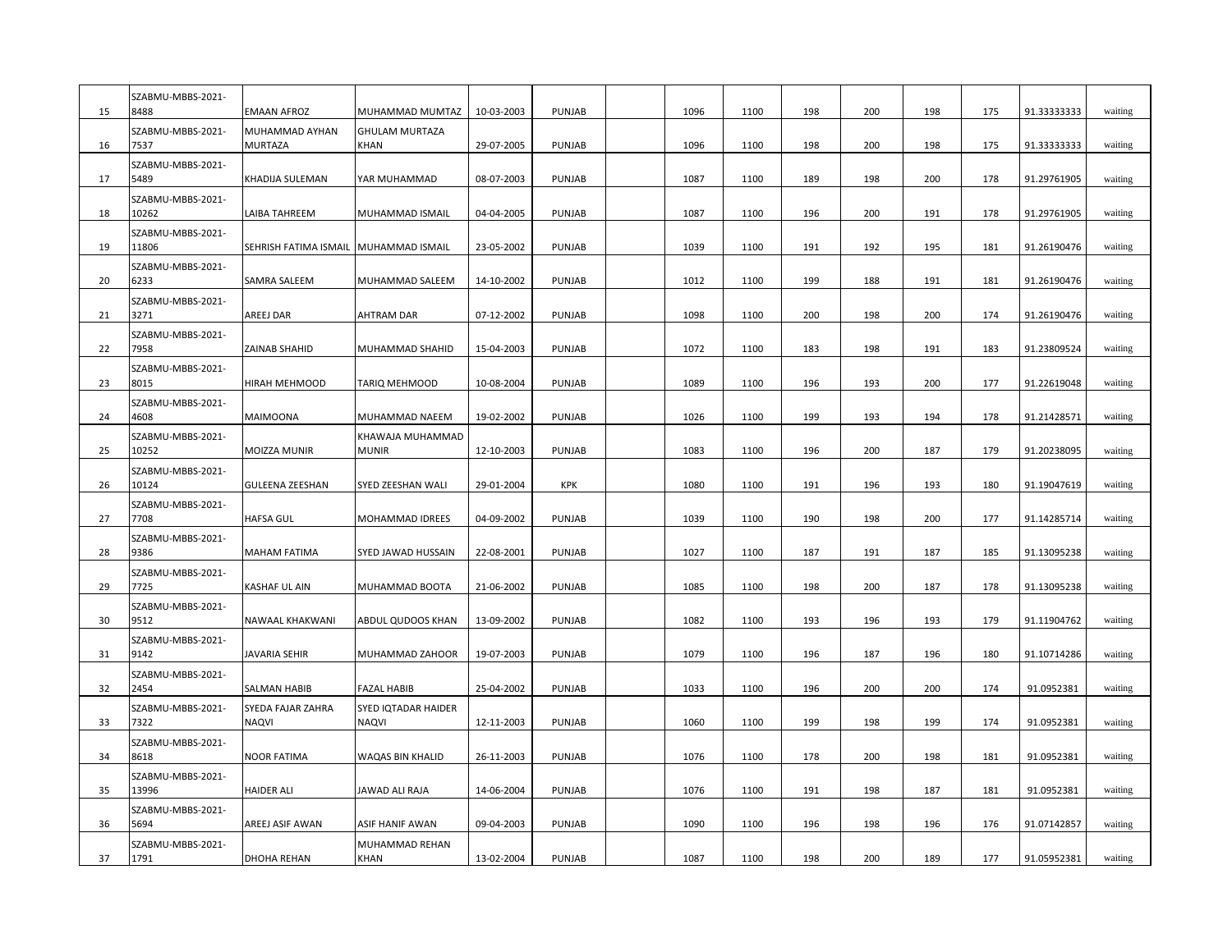|  |  |  |  |  |  |  |  |  |  |  |  |  |  |  |
|---|---|---|---|---|---|---|---|---|---|---|---|---|---|---|
| 15 | SZABMU-MBBS-2021-8488 | EMAAN AFROZ | MUHAMMAD MUMTAZ | 10-03-2003 | PUNJAB |  | 1096 | 1100 | 198 | 200 | 198 | 175 | 91.33333333 | waiting |
| 16 | SZABMU-MBBS-2021-7537 | MUHAMMAD AYHAN MURTAZA | GHULAM MURTAZA KHAN | 29-07-2005 | PUNJAB |  | 1096 | 1100 | 198 | 200 | 198 | 175 | 91.33333333 | waiting |
| 17 | SZABMU-MBBS-2021-5489 | KHADIJA SULEMAN | YAR MUHAMMAD | 08-07-2003 | PUNJAB |  | 1087 | 1100 | 189 | 198 | 200 | 178 | 91.29761905 | waiting |
| 18 | SZABMU-MBBS-2021-10262 | LAIBA TAHREEM | MUHAMMAD ISMAIL | 04-04-2005 | PUNJAB |  | 1087 | 1100 | 196 | 200 | 191 | 178 | 91.29761905 | waiting |
| 19 | SZABMU-MBBS-2021-11806 | SEHRISH FATIMA ISMAIL | MUHAMMAD ISMAIL | 23-05-2002 | PUNJAB |  | 1039 | 1100 | 191 | 192 | 195 | 181 | 91.26190476 | waiting |
| 20 | SZABMU-MBBS-2021-6233 | SAMRA SALEEM | MUHAMMAD SALEEM | 14-10-2002 | PUNJAB |  | 1012 | 1100 | 199 | 188 | 191 | 181 | 91.26190476 | waiting |
| 21 | SZABMU-MBBS-2021-3271 | AREEJ DAR | AHTRAM DAR | 07-12-2002 | PUNJAB |  | 1098 | 1100 | 200 | 198 | 200 | 174 | 91.26190476 | waiting |
| 22 | SZABMU-MBBS-2021-7958 | ZAINAB SHAHID | MUHAMMAD SHAHID | 15-04-2003 | PUNJAB |  | 1072 | 1100 | 183 | 198 | 191 | 183 | 91.23809524 | waiting |
| 23 | SZABMU-MBBS-2021-8015 | HIRAH MEHMOOD | TARIQ MEHMOOD | 10-08-2004 | PUNJAB |  | 1089 | 1100 | 196 | 193 | 200 | 177 | 91.22619048 | waiting |
| 24 | SZABMU-MBBS-2021-4608 | MAIMOONA | MUHAMMAD NAEEM | 19-02-2002 | PUNJAB |  | 1026 | 1100 | 199 | 193 | 194 | 178 | 91.21428571 | waiting |
| 25 | SZABMU-MBBS-2021-10252 | MOIZZA MUNIR | KHAWAJA MUHAMMAD MUNIR | 12-10-2003 | PUNJAB |  | 1083 | 1100 | 196 | 200 | 187 | 179 | 91.20238095 | waiting |
| 26 | SZABMU-MBBS-2021-10124 | GULEENA ZEESHAN | SYED ZEESHAN WALI | 29-01-2004 | KPK |  | 1080 | 1100 | 191 | 196 | 193 | 180 | 91.19047619 | waiting |
| 27 | SZABMU-MBBS-2021-7708 | HAFSA GUL | MOHAMMAD IDREES | 04-09-2002 | PUNJAB |  | 1039 | 1100 | 190 | 198 | 200 | 177 | 91.14285714 | waiting |
| 28 | SZABMU-MBBS-2021-9386 | MAHAM FATIMA | SYED JAWAD HUSSAIN | 22-08-2001 | PUNJAB |  | 1027 | 1100 | 187 | 191 | 187 | 185 | 91.13095238 | waiting |
| 29 | SZABMU-MBBS-2021-7725 | KASHAF UL AIN | MUHAMMAD BOOTA | 21-06-2002 | PUNJAB |  | 1085 | 1100 | 198 | 200 | 187 | 178 | 91.13095238 | waiting |
| 30 | SZABMU-MBBS-2021-9512 | NAWAAL KHAKWANI | ABDUL QUDOOS KHAN | 13-09-2002 | PUNJAB |  | 1082 | 1100 | 193 | 196 | 193 | 179 | 91.11904762 | waiting |
| 31 | SZABMU-MBBS-2021-9142 | JAVARIA SEHIR | MUHAMMAD ZAHOOR | 19-07-2003 | PUNJAB |  | 1079 | 1100 | 196 | 187 | 196 | 180 | 91.10714286 | waiting |
| 32 | SZABMU-MBBS-2021-2454 | SALMAN HABIB | FAZAL HABIB | 25-04-2002 | PUNJAB |  | 1033 | 1100 | 196 | 200 | 200 | 174 | 91.0952381 | waiting |
| 33 | SZABMU-MBBS-2021-7322 | SYEDA FAJAR ZAHRA NAQVI | SYED IQTADAR HAIDER NAQVI | 12-11-2003 | PUNJAB |  | 1060 | 1100 | 199 | 198 | 199 | 174 | 91.0952381 | waiting |
| 34 | SZABMU-MBBS-2021-8618 | NOOR FATIMA | WAQAS BIN KHALID | 26-11-2003 | PUNJAB |  | 1076 | 1100 | 178 | 200 | 198 | 181 | 91.0952381 | waiting |
| 35 | SZABMU-MBBS-2021-13996 | HAIDER ALI | JAWAD ALI RAJA | 14-06-2004 | PUNJAB |  | 1076 | 1100 | 191 | 198 | 187 | 181 | 91.0952381 | waiting |
| 36 | SZABMU-MBBS-2021-5694 | AREEJ ASIF AWAN | ASIF HANIF AWAN | 09-04-2003 | PUNJAB |  | 1090 | 1100 | 196 | 198 | 196 | 176 | 91.07142857 | waiting |
| 37 | SZABMU-MBBS-2021-1791 | DHOHA REHAN | MUHAMMAD REHAN KHAN | 13-02-2004 | PUNJAB |  | 1087 | 1100 | 198 | 200 | 189 | 177 | 91.05952381 | waiting |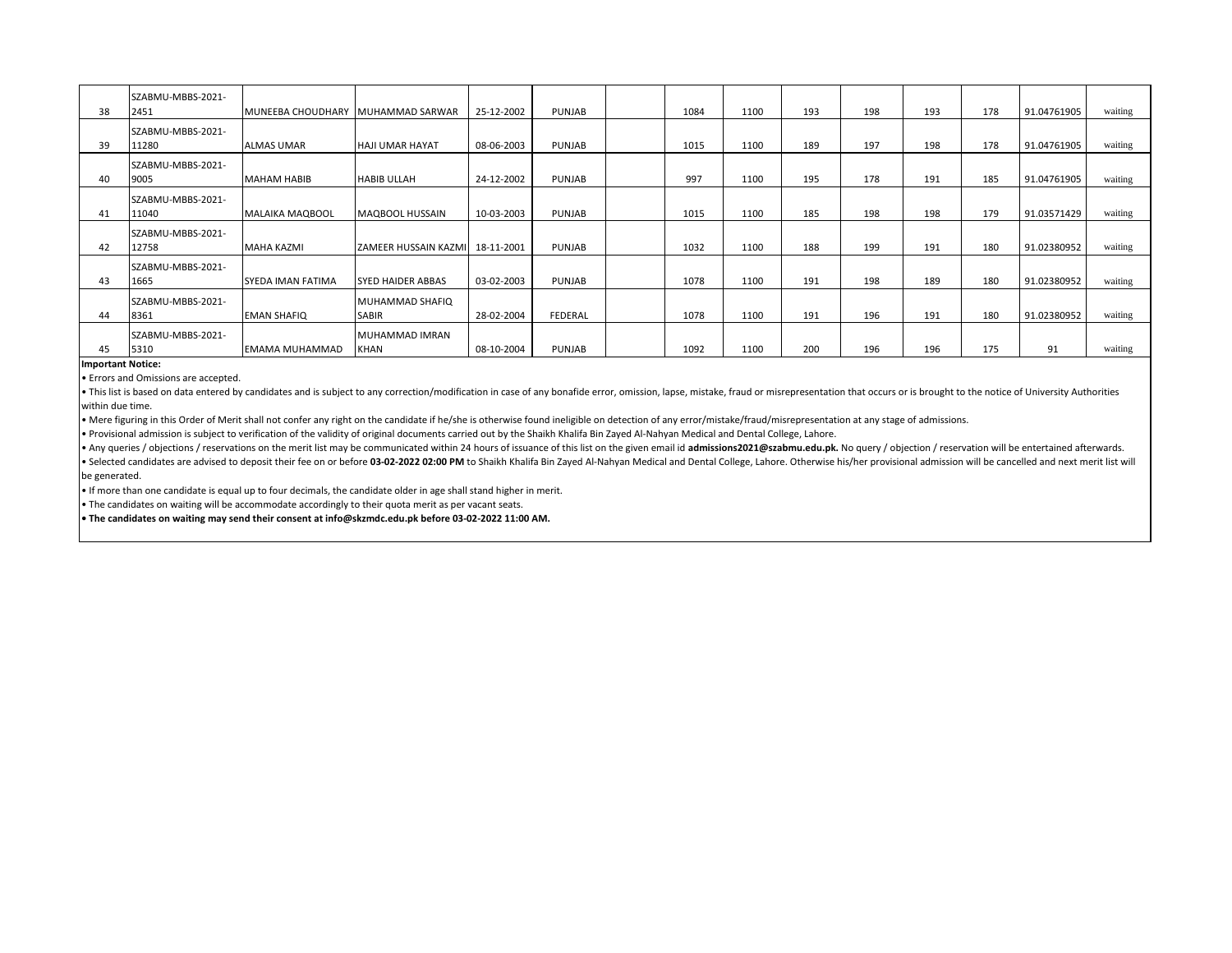| | | | | | | | | | | | | | | |
|---|---|---|---|---|---|---|---|---|---|---|---|---|---|---|
| 38 | SZABMU-MBBS-2021-2451 | MUNEEBA CHOUDHARY | MUHAMMAD SARWAR | 25-12-2002 | PUNJAB | | 1084 | 1100 | 193 | 198 | 193 | 178 | 91.04761905 | waiting |
| 39 | SZABMU-MBBS-2021-11280 | ALMAS UMAR | HAJI UMAR HAYAT | 08-06-2003 | PUNJAB | | 1015 | 1100 | 189 | 197 | 198 | 178 | 91.04761905 | waiting |
| 40 | SZABMU-MBBS-2021-9005 | MAHAM HABIB | HABIB ULLAH | 24-12-2002 | PUNJAB | | 997 | 1100 | 195 | 178 | 191 | 185 | 91.04761905 | waiting |
| 41 | SZABMU-MBBS-2021-11040 | MALAIKA MAQBOOL | MAQBOOL HUSSAIN | 10-03-2003 | PUNJAB | | 1015 | 1100 | 185 | 198 | 198 | 179 | 91.03571429 | waiting |
| 42 | SZABMU-MBBS-2021-12758 | MAHA KAZMI | ZAMEER HUSSAIN KAZMI | 18-11-2001 | PUNJAB | | 1032 | 1100 | 188 | 199 | 191 | 180 | 91.02380952 | waiting |
| 43 | SZABMU-MBBS-2021-1665 | SYEDA IMAN FATIMA | SYED HAIDER ABBAS | 03-02-2003 | PUNJAB | | 1078 | 1100 | 191 | 198 | 189 | 180 | 91.02380952 | waiting |
| 44 | SZABMU-MBBS-2021-8361 | EMAN SHAFIQ | MUHAMMAD SHAFIQ SABIR | 28-02-2004 | FEDERAL | | 1078 | 1100 | 191 | 196 | 191 | 180 | 91.02380952 | waiting |
| 45 | SZABMU-MBBS-2021-5310 | EMAMA MUHAMMAD | MUHAMMAD IMRAN KHAN | 08-10-2004 | PUNJAB | | 1092 | 1100 | 200 | 196 | 196 | 175 | 91 | waiting |

**Important Notice:**

- Errors and Omissions are accepted.
- This list is based on data entered by candidates and is subject to any correction/modification in case of any bonafide error, omission, lapse, mistake, fraud or misrepresentation that occurs or is brought to the notice of University Authorities within due time.
- Mere figuring in this Order of Merit shall not confer any right on the candidate if he/she is otherwise found ineligible on detection of any error/mistake/fraud/misrepresentation at any stage of admissions.
- Provisional admission is subject to verification of the validity of original documents carried out by the Shaikh Khalifa Bin Zayed Al-Nahyan Medical and Dental College, Lahore.
- Any queries / objections / reservations on the merit list may be communicated within 24 hours of issuance of this list on the given email id **admissions2021@szabmu.edu.pk.** No query / objection / reservation will be entertained afterwards.
- Selected candidates are advised to deposit their fee on or before **03-02-2022 02:00 PM** to Shaikh Khalifa Bin Zayed Al-Nahyan Medical and Dental College, Lahore. Otherwise his/her provisional admission will be cancelled and next merit list will be generated.
- If more than one candidate is equal up to four decimals, the candidate older in age shall stand higher in merit.
- The candidates on waiting will be accommodate accordingly to their quota merit as per vacant seats.
- **The candidates on waiting may send their consent at info@skzmdc.edu.pk before 03-02-2022 11:00 AM.**